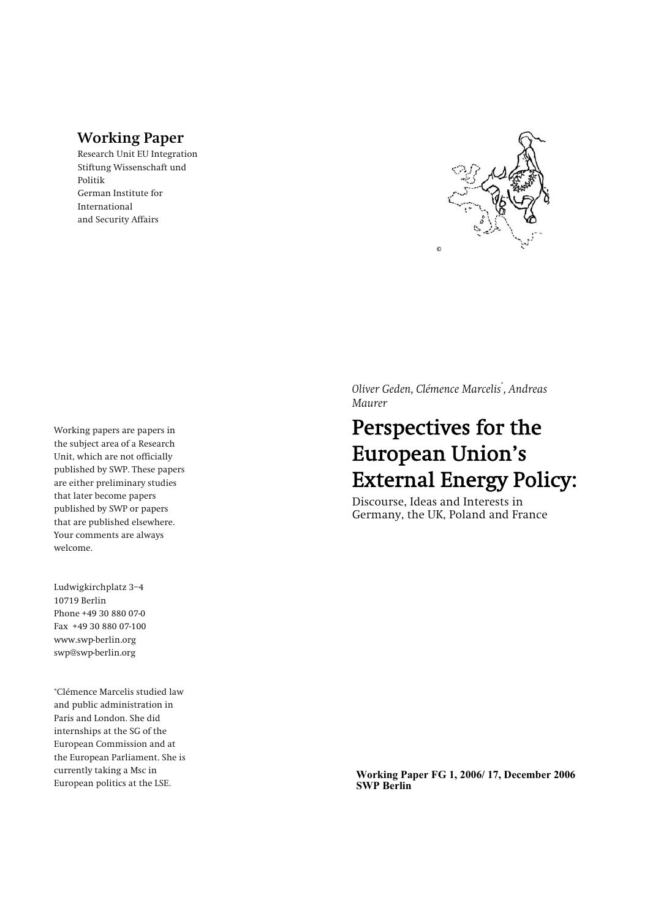## Working Paper

Research Unit EU Integration
Stiftung Wissenschaft und Politik
German Institute for International and Security Affairs

©

*Oliver Geden, Clémence Marcelis*, Andreas Maurer*

# Perspectives for the European Union's External Energy Policy:

Discourse, Ideas and Interests in Germany, the UK, Poland and France

Working papers are papers in the subject area of a Research Unit, which are not officially published by SWP. These papers are either preliminary studies that later become papers published by SWP or papers that are published elsewhere. Your comments are always welcome.

Ludwigkirchplatz 3–4
10719 Berlin
Phone +49 30 880 07-0
Fax +49 30 880 07-100
www.swp-berlin.org
swp@swp-berlin.org

*Clémence Marcelis studied law and public administration in Paris and London. She did internships at the SG of the European Commission and at the European Parliament. She is currently taking a Msc in European politics at the LSE.

**Working Paper FG 1, 2006/ 17, December 2006**
**SWP Berlin**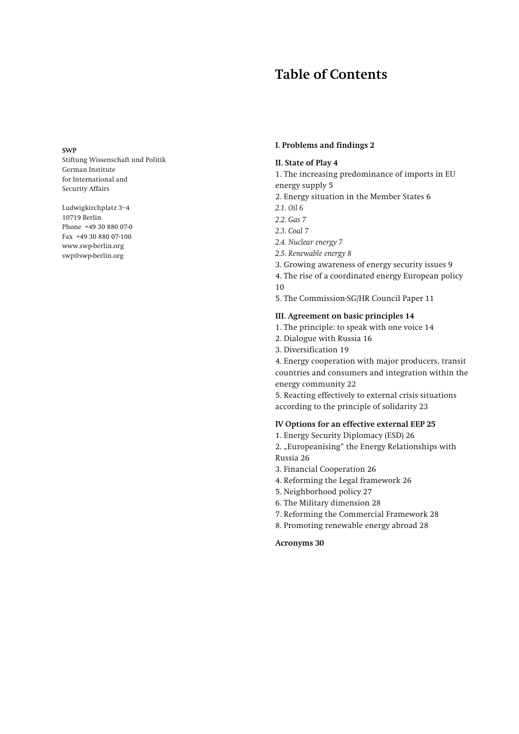**SWP**
Stiftung Wissenschaft und Politik
German Institute
for International and
Security Affairs

Ludwigkirchplatz 3–4
10719 Berlin
Phone +49 30 880 07-0
Fax +49 30 880 07-100
www.swp-berlin.org
swp@swp-berlin.org

# Table of Contents

**I. Problems and findings 2**

**II. State of Play 4**

1. The increasing predominance of imports in EU energy supply 5
2. Energy situation in the Member States 6

*2.1. Oil 6*
*2.2. Gas 7*
*2.3. Coal 7*
*2.4. Nuclear energy 7*
*2.5. Renewable energy 8*

3. Growing awareness of energy security issues 9
4. The rise of a coordinated energy European policy 10
5. The Commission-SG/HR Council Paper 11

**III. Agreement on basic principles 14**

1. The principle: to speak with one voice 14
2. Dialogue with Russia 16
3. Diversification 19
4. Energy cooperation with major producers, transit countries and consumers and integration within the energy community 22
5. Reacting effectively to external crisis situations according to the principle of solidarity 23

**IV Options for an effective external EEP 25**

1. Energy Security Diplomacy (ESD) 26
2. „Europeanising" the Energy Relationships with Russia 26
3. Financial Cooperation 26
4. Reforming the Legal framework 26
5. Neighborhood policy 27
6. The Military dimension 28
7. Reforming the Commercial Framework 28
8. Promoting renewable energy abroad 28

**Acronyms 30**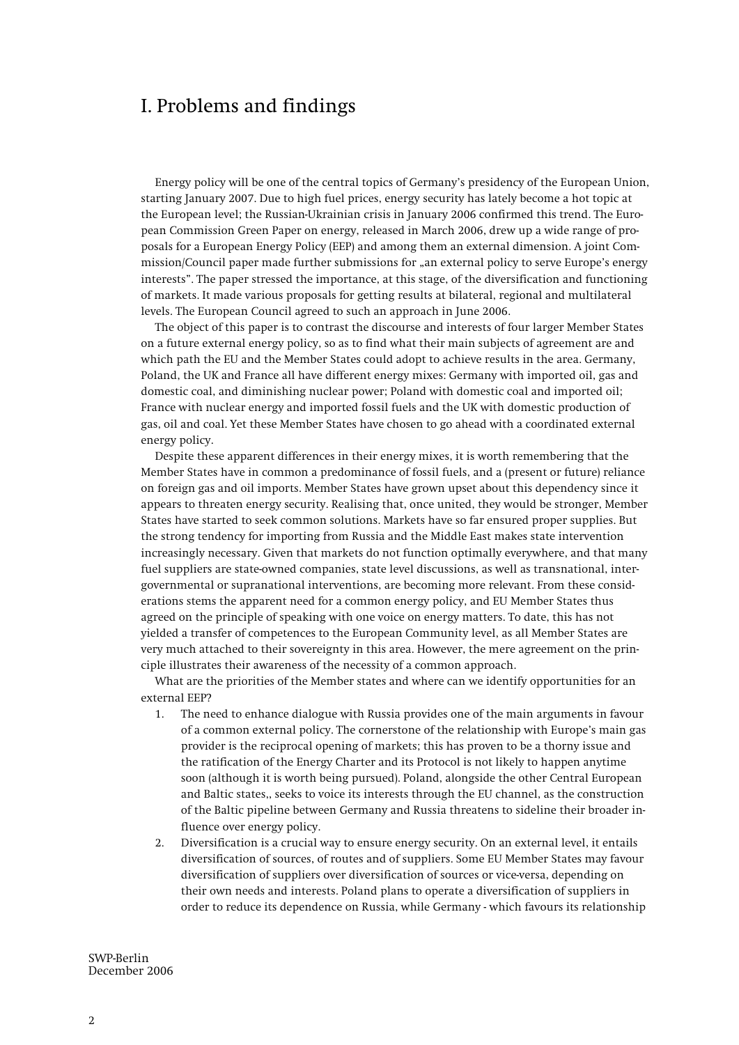# I. Problems and findings

Energy policy will be one of the central topics of Germany's presidency of the European Union, starting January 2007. Due to high fuel prices, energy security has lately become a hot topic at the European level; the Russian-Ukrainian crisis in January 2006 confirmed this trend. The European Commission Green Paper on energy, released in March 2006, drew up a wide range of proposals for a European Energy Policy (EEP) and among them an external dimension. A joint Commission/Council paper made further submissions for „an external policy to serve Europe's energy interests". The paper stressed the importance, at this stage, of the diversification and functioning of markets. It made various proposals for getting results at bilateral, regional and multilateral levels. The European Council agreed to such an approach in June 2006.

The object of this paper is to contrast the discourse and interests of four larger Member States on a future external energy policy, so as to find what their main subjects of agreement are and which path the EU and the Member States could adopt to achieve results in the area. Germany, Poland, the UK and France all have different energy mixes: Germany with imported oil, gas and domestic coal, and diminishing nuclear power; Poland with domestic coal and imported oil; France with nuclear energy and imported fossil fuels and the UK with domestic production of gas, oil and coal. Yet these Member States have chosen to go ahead with a coordinated external energy policy.

Despite these apparent differences in their energy mixes, it is worth remembering that the Member States have in common a predominance of fossil fuels, and a (present or future) reliance on foreign gas and oil imports. Member States have grown upset about this dependency since it appears to threaten energy security. Realising that, once united, they would be stronger, Member States have started to seek common solutions. Markets have so far ensured proper supplies. But the strong tendency for importing from Russia and the Middle East makes state intervention increasingly necessary. Given that markets do not function optimally everywhere, and that many fuel suppliers are state-owned companies, state level discussions, as well as transnational, intergovernmental or supranational interventions, are becoming more relevant. From these considerations stems the apparent need for a common energy policy, and EU Member States thus agreed on the principle of speaking with one voice on energy matters. To date, this has not yielded a transfer of competences to the European Community level, as all Member States are very much attached to their sovereignty in this area. However, the mere agreement on the principle illustrates their awareness of the necessity of a common approach.

What are the priorities of the Member states and where can we identify opportunities for an external EEP?

1. The need to enhance dialogue with Russia provides one of the main arguments in favour of a common external policy. The cornerstone of the relationship with Europe's main gas provider is the reciprocal opening of markets; this has proven to be a thorny issue and the ratification of the Energy Charter and its Protocol is not likely to happen anytime soon (although it is worth being pursued). Poland, alongside the other Central European and Baltic states,, seeks to voice its interests through the EU channel, as the construction of the Baltic pipeline between Germany and Russia threatens to sideline their broader influence over energy policy.
2. Diversification is a crucial way to ensure energy security. On an external level, it entails diversification of sources, of routes and of suppliers. Some EU Member States may favour diversification of suppliers over diversification of sources or vice-versa, depending on their own needs and interests. Poland plans to operate a diversification of suppliers in order to reduce its dependence on Russia, while Germany - which favours its relationship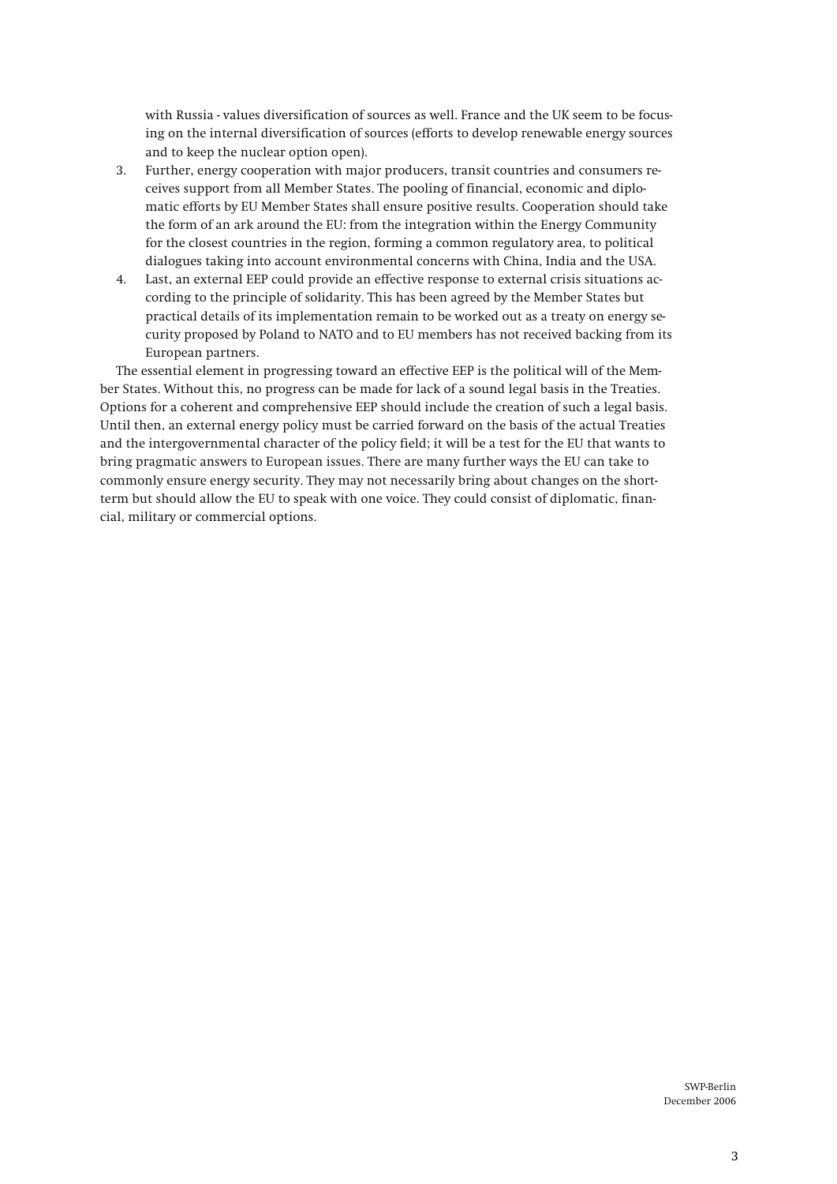with Russia - values diversification of sources as well. France and the UK seem to be focusing on the internal diversification of sources (efforts to develop renewable energy sources and to keep the nuclear option open).

3. Further, energy cooperation with major producers, transit countries and consumers receives support from all Member States. The pooling of financial, economic and diplomatic efforts by EU Member States shall ensure positive results. Cooperation should take the form of an ark around the EU: from the integration within the Energy Community for the closest countries in the region, forming a common regulatory area, to political dialogues taking into account environmental concerns with China, India and the USA.
4. Last, an external EEP could provide an effective response to external crisis situations according to the principle of solidarity. This has been agreed by the Member States but practical details of its implementation remain to be worked out as a treaty on energy security proposed by Poland to NATO and to EU members has not received backing from its European partners.

The essential element in progressing toward an effective EEP is the political will of the Member States. Without this, no progress can be made for lack of a sound legal basis in the Treaties. Options for a coherent and comprehensive EEP should include the creation of such a legal basis. Until then, an external energy policy must be carried forward on the basis of the actual Treaties and the intergovernmental character of the policy field; it will be a test for the EU that wants to bring pragmatic answers to European issues. There are many further ways the EU can take to commonly ensure energy security. They may not necessarily bring about changes on the short-term but should allow the EU to speak with one voice. They could consist of diplomatic, financial, military or commercial options.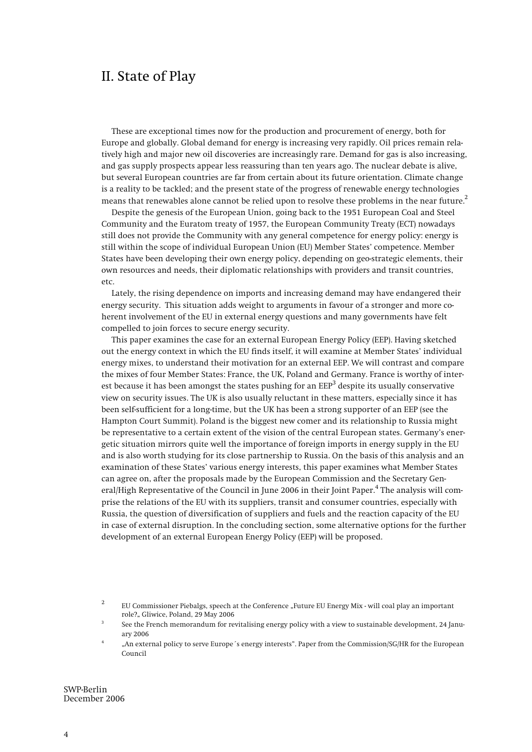## II. State of Play

These are exceptional times now for the production and procurement of energy, both for Europe and globally. Global demand for energy is increasing very rapidly. Oil prices remain relatively high and major new oil discoveries are increasingly rare. Demand for gas is also increasing, and gas supply prospects appear less reassuring than ten years ago. The nuclear debate is alive, but several European countries are far from certain about its future orientation. Climate change is a reality to be tackled; and the present state of the progress of renewable energy technologies means that renewables alone cannot be relied upon to resolve these problems in the near future.[2]

Despite the genesis of the European Union, going back to the 1951 European Coal and Steel Community and the Euratom treaty of 1957, the European Community Treaty (ECT) nowadays still does not provide the Community with any general competence for energy policy: energy is still within the scope of individual European Union (EU) Member States' competence. Member States have been developing their own energy policy, depending on geo-strategic elements, their own resources and needs, their diplomatic relationships with providers and transit countries, etc.

Lately, the rising dependence on imports and increasing demand may have endangered their energy security. This situation adds weight to arguments in favour of a stronger and more coherent involvement of the EU in external energy questions and many governments have felt compelled to join forces to secure energy security.

This paper examines the case for an external European Energy Policy (EEP). Having sketched out the energy context in which the EU finds itself, it will examine at Member States' individual energy mixes, to understand their motivation for an external EEP. We will contrast and compare the mixes of four Member States: France, the UK, Poland and Germany. France is worthy of interest because it has been amongst the states pushing for an EEP[3] despite its usually conservative view on security issues. The UK is also usually reluctant in these matters, especially since it has been self-sufficient for a long-time, but the UK has been a strong supporter of an EEP (see the Hampton Court Summit). Poland is the biggest new comer and its relationship to Russia might be representative to a certain extent of the vision of the central European states. Germany's energetic situation mirrors quite well the importance of foreign imports in energy supply in the EU and is also worth studying for its close partnership to Russia. On the basis of this analysis and an examination of these States' various energy interests, this paper examines what Member States can agree on, after the proposals made by the European Commission and the Secretary General/High Representative of the Council in June 2006 in their Joint Paper.[4] The analysis will comprise the relations of the EU with its suppliers, transit and consumer countries, especially with Russia, the question of diversification of suppliers and fuels and the reaction capacity of the EU in case of external disruption. In the concluding section, some alternative options for the further development of an external European Energy Policy (EEP) will be proposed.

---

[2] EU Commissioner Piebalgs, speech at the Conference „Future EU Energy Mix - will coal play an important role?„ Gliwice, Poland, 29 May 2006

[3] See the French memorandum for revitalising energy policy with a view to sustainable development, 24 January 2006

[4] „An external policy to serve Europe´s energy interests". Paper from the Commission/SG/HR for the European Council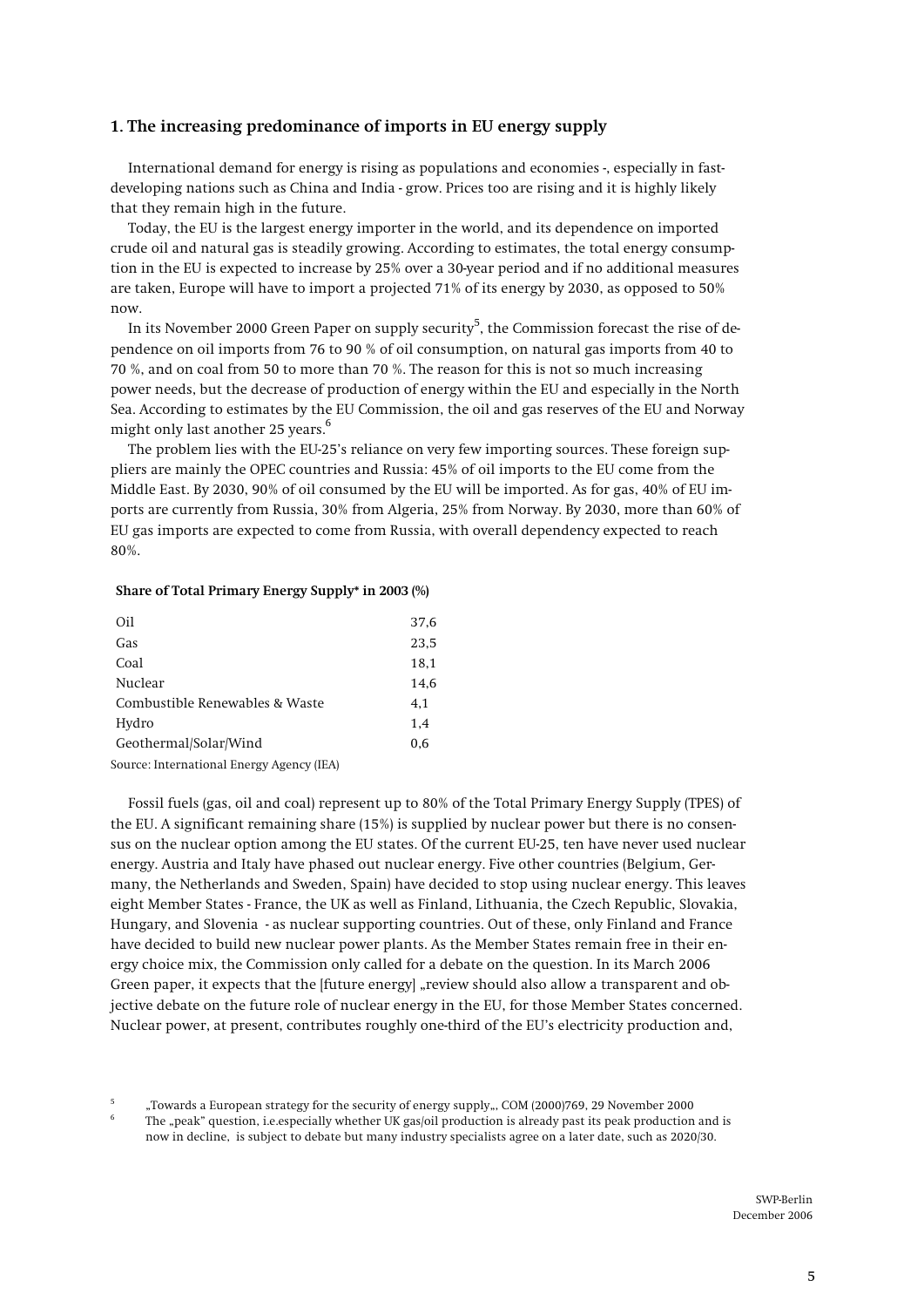## 1. The increasing predominance of imports in EU energy supply

International demand for energy is rising as populations and economies -, especially in fast-developing nations such as China and India - grow. Prices too are rising and it is highly likely that they remain high in the future.

Today, the EU is the largest energy importer in the world, and its dependence on imported crude oil and natural gas is steadily growing. According to estimates, the total energy consumption in the EU is expected to increase by 25% over a 30-year period and if no additional measures are taken, Europe will have to import a projected 71% of its energy by 2030, as opposed to 50% now.

In its November 2000 Green Paper on supply security[5], the Commission forecast the rise of dependence on oil imports from 76 to 90 % of oil consumption, on natural gas imports from 40 to 70 %, and on coal from 50 to more than 70 %. The reason for this is not so much increasing power needs, but the decrease of production of energy within the EU and especially in the North Sea. According to estimates by the EU Commission, the oil and gas reserves of the EU and Norway might only last another 25 years.[6]

The problem lies with the EU-25's reliance on very few importing sources. These foreign suppliers are mainly the OPEC countries and Russia: 45% of oil imports to the EU come from the Middle East. By 2030, 90% of oil consumed by the EU will be imported. As for gas, 40% of EU imports are currently from Russia, 30% from Algeria, 25% from Norway. By 2030, more than 60% of EU gas imports are expected to come from Russia, with overall dependency expected to reach 80%.

**Share of Total Primary Energy Supply* in 2003 (%)**

| | |
|---|---|
| Oil | 37,6 |
| Gas | 23,5 |
| Coal | 18,1 |
| Nuclear | 14,6 |
| Combustible Renewables & Waste | 4,1 |
| Hydro | 1,4 |
| Geothermal/Solar/Wind | 0,6 |

Source: International Energy Agency (IEA)

Fossil fuels (gas, oil and coal) represent up to 80% of the Total Primary Energy Supply (TPES) of the EU. A significant remaining share (15%) is supplied by nuclear power but there is no consensus on the nuclear option among the EU states. Of the current EU-25, ten have never used nuclear energy. Austria and Italy have phased out nuclear energy. Five other countries (Belgium, Germany, the Netherlands and Sweden, Spain) have decided to stop using nuclear energy. This leaves eight Member States - France, the UK as well as Finland, Lithuania, the Czech Republic, Slovakia, Hungary, and Slovenia - as nuclear supporting countries. Out of these, only Finland and France have decided to build new nuclear power plants. As the Member States remain free in their energy choice mix, the Commission only called for a debate on the question. In its March 2006 Green paper, it expects that the [future energy] „review should also allow a transparent and objective debate on the future role of nuclear energy in the EU, for those Member States concerned. Nuclear power, at present, contributes roughly one-third of the EU's electricity production and,

[5] „Towards a European strategy for the security of energy supply„, COM (2000)769, 29 November 2000

[6] The „peak" question, i.e.especially whether UK gas/oil production is already past its peak production and is now in decline, is subject to debate but many industry specialists agree on a later date, such as 2020/30.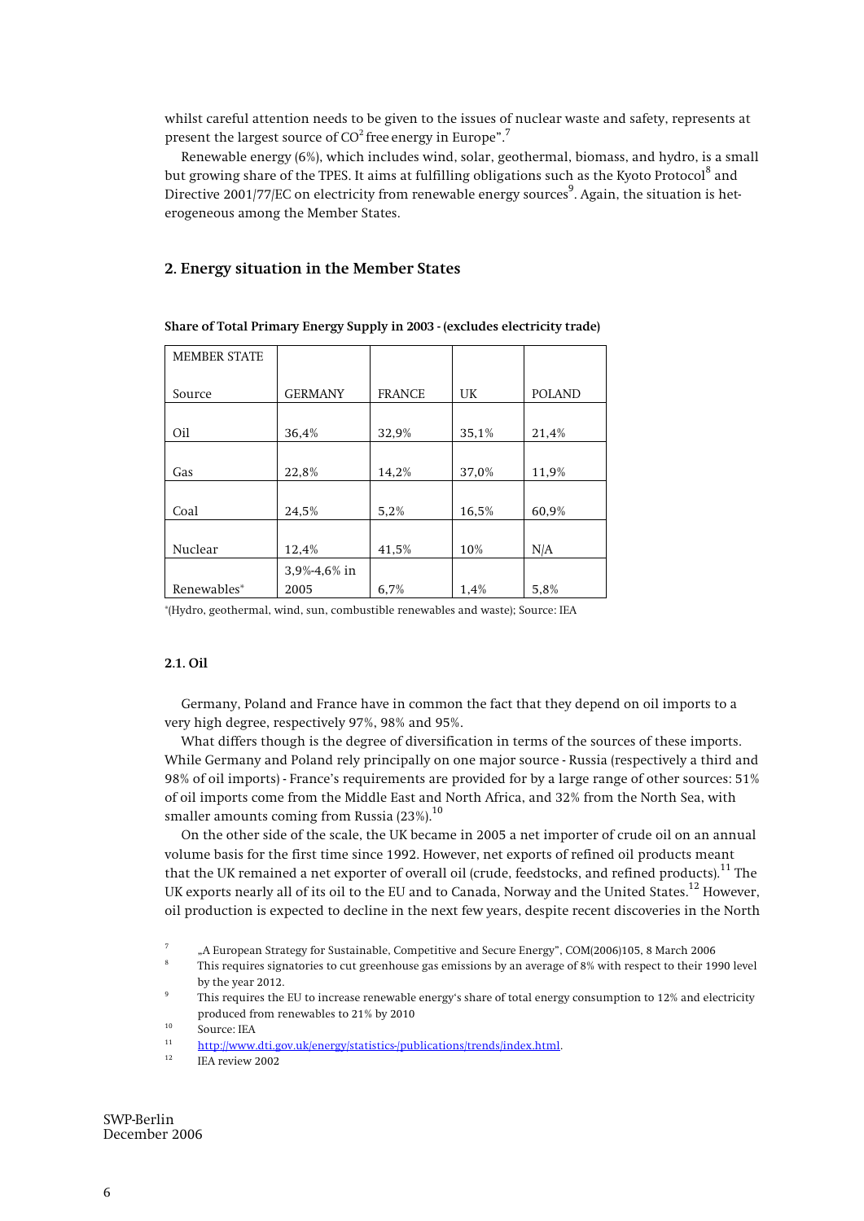whilst careful attention needs to be given to the issues of nuclear waste and safety, represents at present the largest source of $CO^2$ free energy in Europe".[7]

Renewable energy (6%), which includes wind, solar, geothermal, biomass, and hydro, is a small but growing share of the TPES. It aims at fulfilling obligations such as the Kyoto Protocol[8] and Directive 2001/77/EC on electricity from renewable energy sources[9]. Again, the situation is heterogeneous among the Member States.

## 2. Energy situation in the Member States

**Share of Total Primary Energy Supply in 2003 - (excludes electricity trade)**

| MEMBER STATE<br><br>Source | GERMANY | FRANCE | UK | POLAND |
|---|---|---|---|---|
| Oil | 36,4% | 32,9% | 35,1% | 21,4% |
| Gas | 22,8% | 14,2% | 37,0% | 11,9% |
| Coal | 24,5% | 5,2% | 16,5% | 60,9% |
| Nuclear | 12,4% | 41,5% | 10% | N/A |
| Renewables* | 3,9%-4,6% in 2005 | 6,7% | 1,4% | 5,8% |

*(Hydro, geothermal, wind, sun, combustible renewables and waste); Source: IEA

### 2.1. Oil

Germany, Poland and France have in common the fact that they depend on oil imports to a very high degree, respectively 97%, 98% and 95%.

What differs though is the degree of diversification in terms of the sources of these imports. While Germany and Poland rely principally on one major source - Russia (respectively a third and 98% of oil imports) - France's requirements are provided for by a large range of other sources: 51% of oil imports come from the Middle East and North Africa, and 32% from the North Sea, with smaller amounts coming from Russia (23%).[10]

On the other side of the scale, the UK became in 2005 a net importer of crude oil on an annual volume basis for the first time since 1992. However, net exports of refined oil products meant that the UK remained a net exporter of overall oil (crude, feedstocks, and refined products).[11] The UK exports nearly all of its oil to the EU and to Canada, Norway and the United States.[12] However, oil production is expected to decline in the next few years, despite recent discoveries in the North

[7] „A European Strategy for Sustainable, Competitive and Secure Energy", COM(2006)105, 8 March 2006

[8] This requires signatories to cut greenhouse gas emissions by an average of 8% with respect to their 1990 level by the year 2012.

[9] This requires the EU to increase renewable energy's share of total energy consumption to 12% and electricity produced from renewables to 21% by 2010

[10] Source: IEA

[11] http://www.dti.gov.uk/energy/statistics/publications/trends/index.html.

[12] IEA review 2002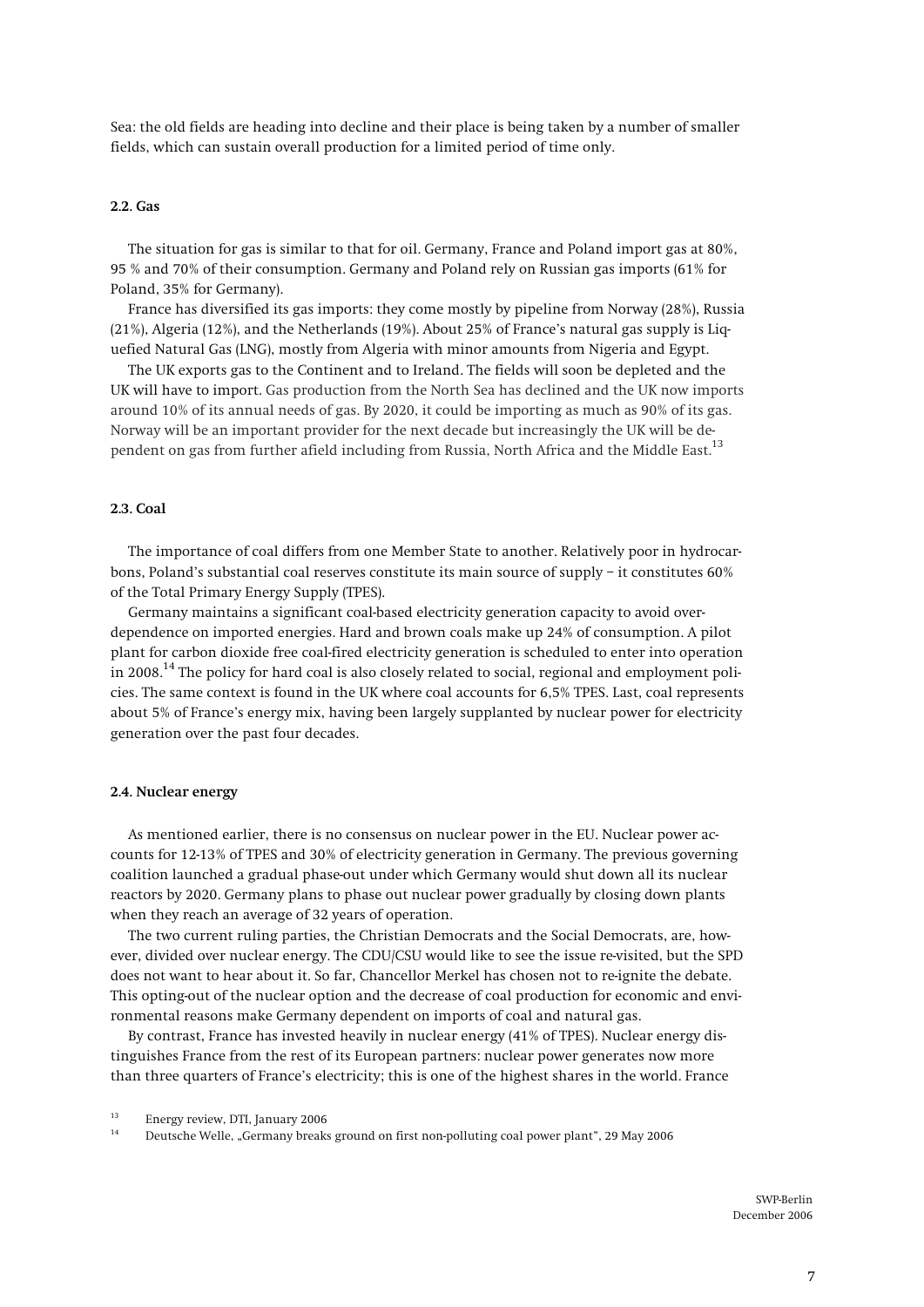Sea: the old fields are heading into decline and their place is being taken by a number of smaller fields, which can sustain overall production for a limited period of time only.

### 2.2. Gas

The situation for gas is similar to that for oil. Germany, France and Poland import gas at 80%, 95 % and 70% of their consumption. Germany and Poland rely on Russian gas imports (61% for Poland, 35% for Germany).

France has diversified its gas imports: they come mostly by pipeline from Norway (28%), Russia (21%), Algeria (12%), and the Netherlands (19%). About 25% of France's natural gas supply is Liquefied Natural Gas (LNG), mostly from Algeria with minor amounts from Nigeria and Egypt.

The UK exports gas to the Continent and to Ireland. The fields will soon be depleted and the UK will have to import. Gas production from the North Sea has declined and the UK now imports around 10% of its annual needs of gas. By 2020, it could be importing as much as 90% of its gas. Norway will be an important provider for the next decade but increasingly the UK will be dependent on gas from further afield including from Russia, North Africa and the Middle East.[13]

### 2.3. Coal

The importance of coal differs from one Member State to another. Relatively poor in hydrocarbons, Poland's substantial coal reserves constitute its main source of supply – it constitutes 60% of the Total Primary Energy Supply (TPES).

Germany maintains a significant coal-based electricity generation capacity to avoid over-dependence on imported energies. Hard and brown coals make up 24% of consumption. A pilot plant for carbon dioxide free coal-fired electricity generation is scheduled to enter into operation in 2008.[14] The policy for hard coal is also closely related to social, regional and employment policies. The same context is found in the UK where coal accounts for 6,5% TPES. Last, coal represents about 5% of France's energy mix, having been largely supplanted by nuclear power for electricity generation over the past four decades.

### 2.4. Nuclear energy

As mentioned earlier, there is no consensus on nuclear power in the EU. Nuclear power accounts for 12-13% of TPES and 30% of electricity generation in Germany. The previous governing coalition launched a gradual phase-out under which Germany would shut down all its nuclear reactors by 2020. Germany plans to phase out nuclear power gradually by closing down plants when they reach an average of 32 years of operation.

The two current ruling parties, the Christian Democrats and the Social Democrats, are, however, divided over nuclear energy. The CDU/CSU would like to see the issue re-visited, but the SPD does not want to hear about it. So far, Chancellor Merkel has chosen not to re-ignite the debate. This opting-out of the nuclear option and the decrease of coal production for economic and environmental reasons make Germany dependent on imports of coal and natural gas.

By contrast, France has invested heavily in nuclear energy (41% of TPES). Nuclear energy distinguishes France from the rest of its European partners: nuclear power generates now more than three quarters of France's electricity; this is one of the highest shares in the world. France

[13] Energy review, DTI, January 2006

[14] Deutsche Welle, „Germany breaks ground on first non-polluting coal power plant", 29 May 2006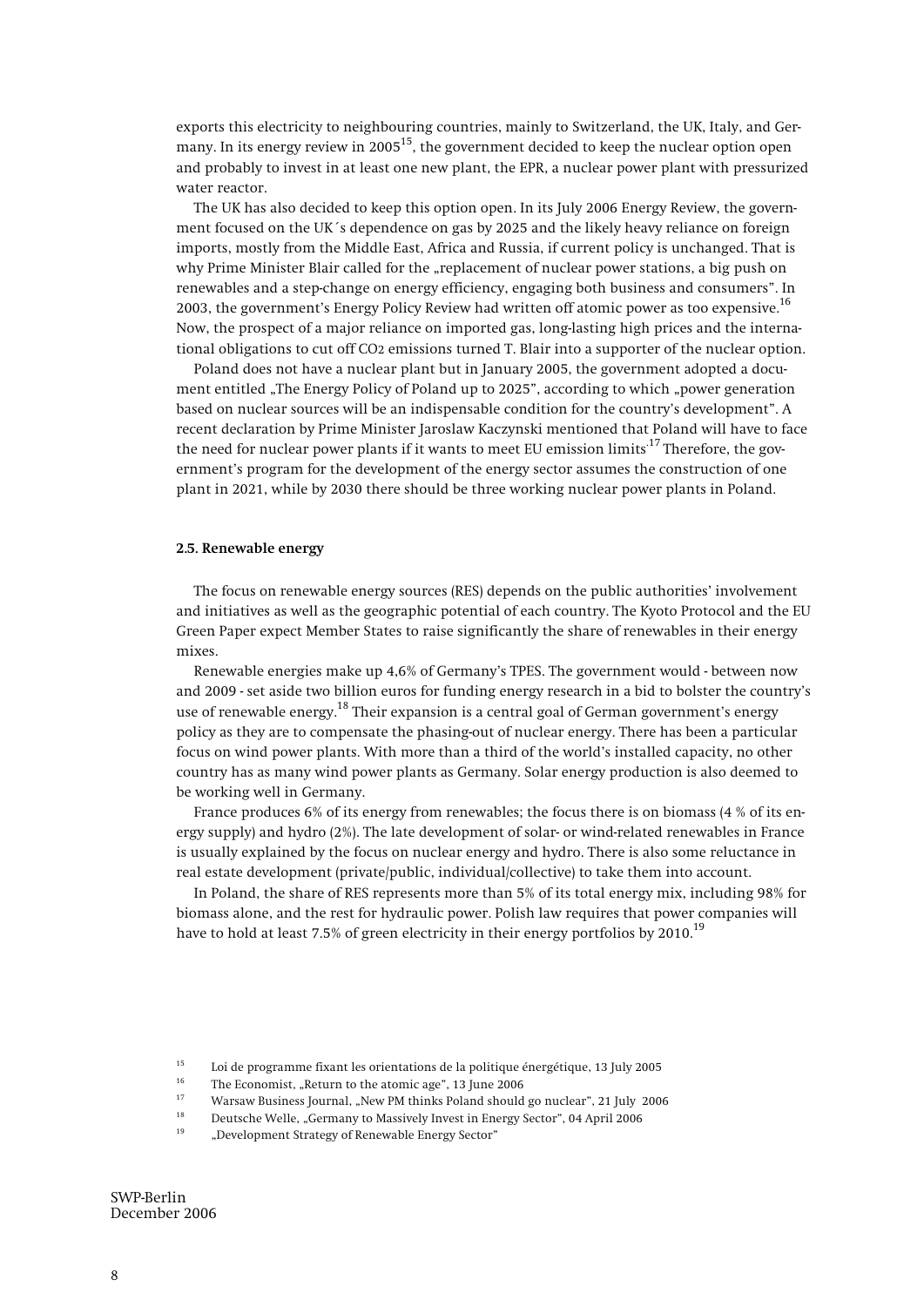exports this electricity to neighbouring countries, mainly to Switzerland, the UK, Italy, and Germany. In its energy review in 2005[15], the government decided to keep the nuclear option open and probably to invest in at least one new plant, the EPR, a nuclear power plant with pressurized water reactor.

The UK has also decided to keep this option open. In its July 2006 Energy Review, the government focused on the UK´s dependence on gas by 2025 and the likely heavy reliance on foreign imports, mostly from the Middle East, Africa and Russia, if current policy is unchanged. That is why Prime Minister Blair called for the „replacement of nuclear power stations, a big push on renewables and a step-change on energy efficiency, engaging both business and consumers". In 2003, the government's Energy Policy Review had written off atomic power as too expensive.[16] Now, the prospect of a major reliance on imported gas, long-lasting high prices and the international obligations to cut off $CO_2$ emissions turned T. Blair into a supporter of the nuclear option.

Poland does not have a nuclear plant but in January 2005, the government adopted a document entitled „The Energy Policy of Poland up to 2025", according to which „power generation based on nuclear sources will be an indispensable condition for the country's development". A recent declaration by Prime Minister Jaroslaw Kaczynski mentioned that Poland will have to face the need for nuclear power plants if it wants to meet EU emission limits.[17] Therefore, the government's program for the development of the energy sector assumes the construction of one plant in 2021, while by 2030 there should be three working nuclear power plants in Poland.

### 2.5. Renewable energy

The focus on renewable energy sources (RES) depends on the public authorities' involvement and initiatives as well as the geographic potential of each country. The Kyoto Protocol and the EU Green Paper expect Member States to raise significantly the share of renewables in their energy mixes.

Renewable energies make up 4,6% of Germany's TPES. The government would - between now and 2009 - set aside two billion euros for funding energy research in a bid to bolster the country's use of renewable energy.[18] Their expansion is a central goal of German government's energy policy as they are to compensate the phasing-out of nuclear energy. There has been a particular focus on wind power plants. With more than a third of the world's installed capacity, no other country has as many wind power plants as Germany. Solar energy production is also deemed to be working well in Germany.

France produces 6% of its energy from renewables; the focus there is on biomass (4 % of its energy supply) and hydro (2%). The late development of solar- or wind-related renewables in France is usually explained by the focus on nuclear energy and hydro. There is also some reluctance in real estate development (private/public, individual/collective) to take them into account.

In Poland, the share of RES represents more than 5% of its total energy mix, including 98% for biomass alone, and the rest for hydraulic power. Polish law requires that power companies will have to hold at least 7.5% of green electricity in their energy portfolios by 2010.[19]

---

[15] Loi de programme fixant les orientations de la politique énergétique, 13 July 2005

[16] The Economist, „Return to the atomic age", 13 June 2006

[17] Warsaw Business Journal, „New PM thinks Poland should go nuclear", 21 July 2006

[18] Deutsche Welle, „Germany to Massively Invest in Energy Sector", 04 April 2006

[19] „Development Strategy of Renewable Energy Sector"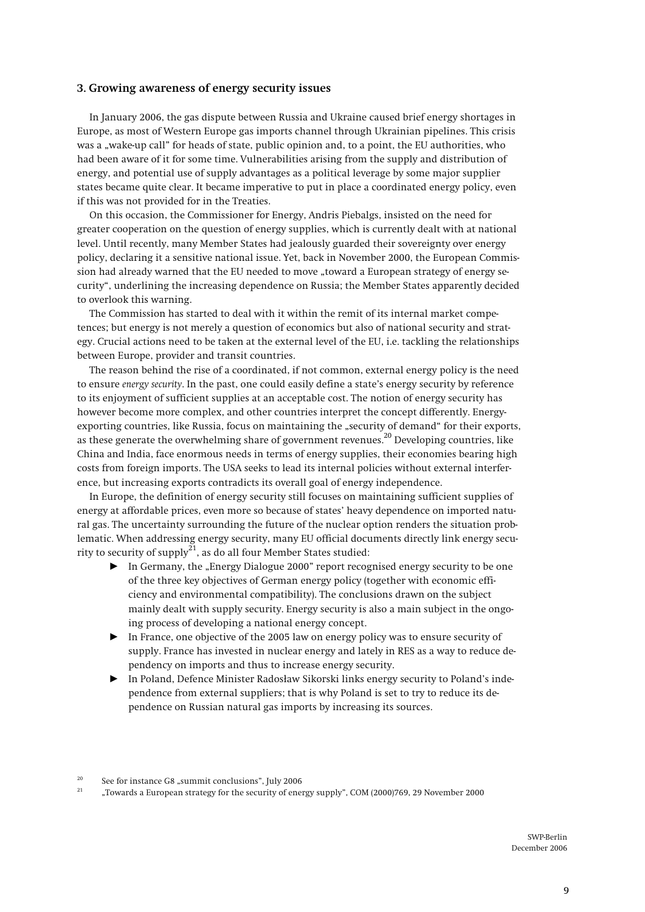### 3. Growing awareness of energy security issues

In January 2006, the gas dispute between Russia and Ukraine caused brief energy shortages in Europe, as most of Western Europe gas imports channel through Ukrainian pipelines. This crisis was a „wake-up call" for heads of state, public opinion and, to a point, the EU authorities, who had been aware of it for some time. Vulnerabilities arising from the supply and distribution of energy, and potential use of supply advantages as a political leverage by some major supplier states became quite clear. It became imperative to put in place a coordinated energy policy, even if this was not provided for in the Treaties.

On this occasion, the Commissioner for Energy, Andris Piebalgs, insisted on the need for greater cooperation on the question of energy supplies, which is currently dealt with at national level. Until recently, many Member States had jealously guarded their sovereignty over energy policy, declaring it a sensitive national issue. Yet, back in November 2000, the European Commission had already warned that the EU needed to move „toward a European strategy of energy security", underlining the increasing dependence on Russia; the Member States apparently decided to overlook this warning.

The Commission has started to deal with it within the remit of its internal market competences; but energy is not merely a question of economics but also of national security and strategy. Crucial actions need to be taken at the external level of the EU, i.e. tackling the relationships between Europe, provider and transit countries.

The reason behind the rise of a coordinated, if not common, external energy policy is the need to ensure *energy security*. In the past, one could easily define a state's energy security by reference to its enjoyment of sufficient supplies at an acceptable cost. The notion of energy security has however become more complex, and other countries interpret the concept differently. Energy-exporting countries, like Russia, focus on maintaining the „security of demand" for their exports, as these generate the overwhelming share of government revenues.[20] Developing countries, like China and India, face enormous needs in terms of energy supplies, their economies bearing high costs from foreign imports. The USA seeks to lead its internal policies without external interference, but increasing exports contradicts its overall goal of energy independence.

In Europe, the definition of energy security still focuses on maintaining sufficient supplies of energy at affordable prices, even more so because of states' heavy dependence on imported natural gas. The uncertainty surrounding the future of the nuclear option renders the situation problematic. When addressing energy security, many EU official documents directly link energy security to security of supply[21], as do all four Member States studied:

- In Germany, the „Energy Dialogue 2000" report recognised energy security to be one of the three key objectives of German energy policy (together with economic efficiency and environmental compatibility). The conclusions drawn on the subject mainly dealt with supply security. Energy security is also a main subject in the ongoing process of developing a national energy concept.
- In France, one objective of the 2005 law on energy policy was to ensure security of supply. France has invested in nuclear energy and lately in RES as a way to reduce dependency on imports and thus to increase energy security.
- In Poland, Defence Minister Radosław Sikorski links energy security to Poland's independence from external suppliers; that is why Poland is set to try to reduce its dependence on Russian natural gas imports by increasing its sources.

[20] See for instance G8 „summit conclusions", July 2006

[21] „Towards a European strategy for the security of energy supply", COM (2000)769, 29 November 2000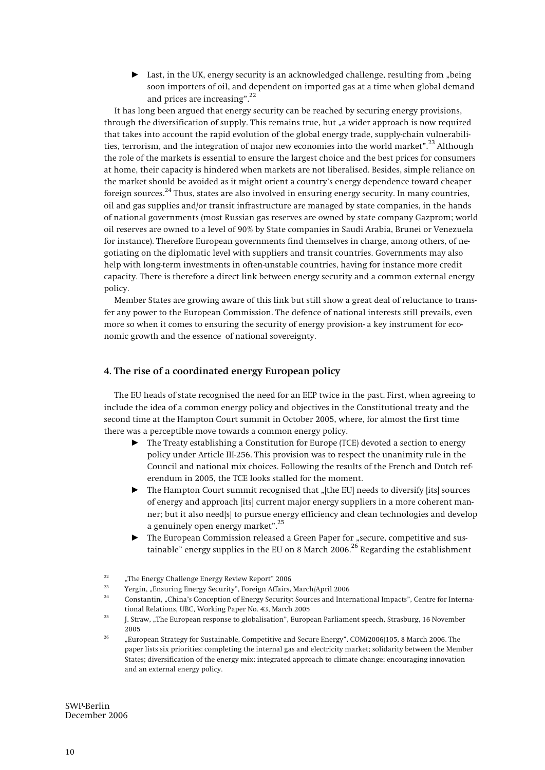- Last, in the UK, energy security is an acknowledged challenge, resulting from „being soon importers of oil, and dependent on imported gas at a time when global demand and prices are increasing".[22]

It has long been argued that energy security can be reached by securing energy provisions, through the diversification of supply. This remains true, but „a wider approach is now required that takes into account the rapid evolution of the global energy trade, supply-chain vulnerabilities, terrorism, and the integration of major new economies into the world market".[23] Although the role of the markets is essential to ensure the largest choice and the best prices for consumers at home, their capacity is hindered when markets are not liberalised. Besides, simple reliance on the market should be avoided as it might orient a country's energy dependence toward cheaper foreign sources.[24] Thus, states are also involved in ensuring energy security. In many countries, oil and gas supplies and/or transit infrastructure are managed by state companies, in the hands of national governments (most Russian gas reserves are owned by state company Gazprom; world oil reserves are owned to a level of 90% by State companies in Saudi Arabia, Brunei or Venezuela for instance). Therefore European governments find themselves in charge, among others, of negotiating on the diplomatic level with suppliers and transit countries. Governments may also help with long-term investments in often-unstable countries, having for instance more credit capacity. There is therefore a direct link between energy security and a common external energy policy.

Member States are growing aware of this link but still show a great deal of reluctance to transfer any power to the European Commission. The defence of national interests still prevails, even more so when it comes to ensuring the security of energy provision- a key instrument for economic growth and the essence of national sovereignty.

## 4. The rise of a coordinated energy European policy

The EU heads of state recognised the need for an EEP twice in the past. First, when agreeing to include the idea of a common energy policy and objectives in the Constitutional treaty and the second time at the Hampton Court summit in October 2005, where, for almost the first time there was a perceptible move towards a common energy policy.

- The Treaty establishing a Constitution for Europe (TCE) devoted a section to energy policy under Article III-256. This provision was to respect the unanimity rule in the Council and national mix choices. Following the results of the French and Dutch referendum in 2005, the TCE looks stalled for the moment.
- The Hampton Court summit recognised that „[the EU] needs to diversify [its] sources of energy and approach [its] current major energy suppliers in a more coherent manner; but it also need[s] to pursue energy efficiency and clean technologies and develop a genuinely open energy market".[25]
- The European Commission released a Green Paper for „secure, competitive and sustainable" energy supplies in the EU on 8 March 2006.[26] Regarding the establishment

---

[22] „The Energy Challenge Energy Review Report" 2006

[23] Yergin, „Ensuring Energy Security", Foreign Affairs, March/April 2006

[24] Constantin, „China's Conception of Energy Security: Sources and International Impacts", Centre for International Relations, UBC, Working Paper No. 43, March 2005

[25] J. Straw, „The European response to globalisation", European Parliament speech, Strasburg, 16 November 2005

[26] „European Strategy for Sustainable, Competitive and Secure Energy", COM(2006)105, 8 March 2006. The paper lists six priorities: completing the internal gas and electricity market; solidarity between the Member States; diversification of the energy mix; integrated approach to climate change; encouraging innovation and an external energy policy.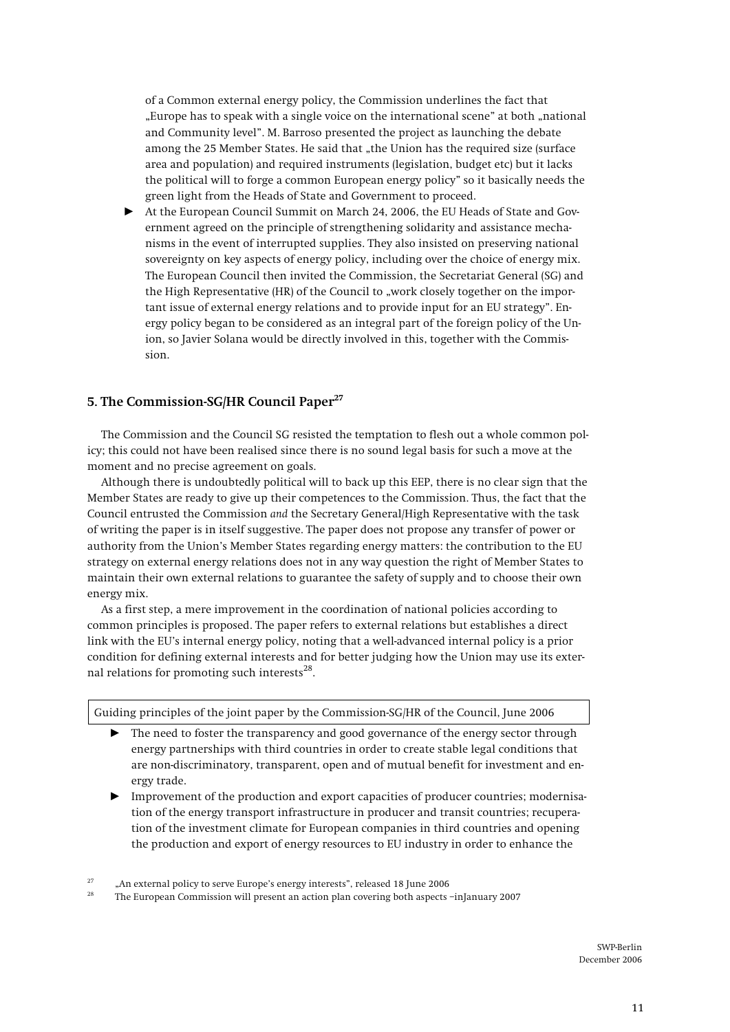of a Common external energy policy, the Commission underlines the fact that „Europe has to speak with a single voice on the international scene" at both „national and Community level". M. Barroso presented the project as launching the debate among the 25 Member States. He said that „the Union has the required size (surface area and population) and required instruments (legislation, budget etc) but it lacks the political will to forge a common European energy policy" so it basically needs the green light from the Heads of State and Government to proceed.

- At the European Council Summit on March 24, 2006, the EU Heads of State and Government agreed on the principle of strengthening solidarity and assistance mechanisms in the event of interrupted supplies. They also insisted on preserving national sovereignty on key aspects of energy policy, including over the choice of energy mix. The European Council then invited the Commission, the Secretariat General (SG) and the High Representative (HR) of the Council to „work closely together on the important issue of external energy relations and to provide input for an EU strategy". Energy policy began to be considered as an integral part of the foreign policy of the Union, so Javier Solana would be directly involved in this, together with the Commission.

## 5. The Commission-SG/HR Council Paper[27]

The Commission and the Council SG resisted the temptation to flesh out a whole common policy; this could not have been realised since there is no sound legal basis for such a move at the moment and no precise agreement on goals.

Although there is undoubtedly political will to back up this EEP, there is no clear sign that the Member States are ready to give up their competences to the Commission. Thus, the fact that the Council entrusted the Commission *and* the Secretary General/High Representative with the task of writing the paper is in itself suggestive. The paper does not propose any transfer of power or authority from the Union's Member States regarding energy matters: the contribution to the EU strategy on external energy relations does not in any way question the right of Member States to maintain their own external relations to guarantee the safety of supply and to choose their own energy mix.

As a first step, a mere improvement in the coordination of national policies according to common principles is proposed. The paper refers to external relations but establishes a direct link with the EU's internal energy policy, noting that a well-advanced internal policy is a prior condition for defining external interests and for better judging how the Union may use its external relations for promoting such interests[28].

Guiding principles of the joint paper by the Commission-SG/HR of the Council, June 2006

- The need to foster the transparency and good governance of the energy sector through energy partnerships with third countries in order to create stable legal conditions that are non-discriminatory, transparent, open and of mutual benefit for investment and energy trade.
- Improvement of the production and export capacities of producer countries; modernisation of the energy transport infrastructure in producer and transit countries; recuperation of the investment climate for European companies in third countries and opening the production and export of energy resources to EU industry in order to enhance the

[27] „An external policy to serve Europe's energy interests", released 18 June 2006

[28] The European Commission will present an action plan covering both aspects –inJanuary 2007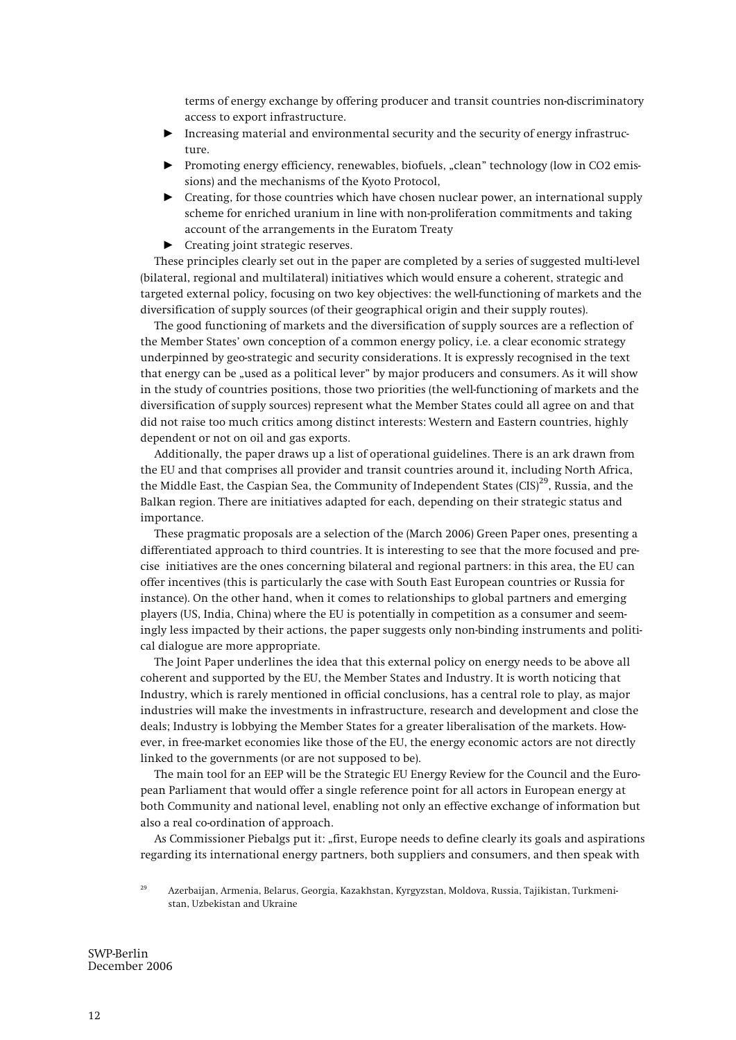terms of energy exchange by offering producer and transit countries non-discriminatory access to export infrastructure.

- Increasing material and environmental security and the security of energy infrastructure.
- Promoting energy efficiency, renewables, biofuels, „clean" technology (low in $CO_2$ emissions) and the mechanisms of the Kyoto Protocol,
- Creating, for those countries which have chosen nuclear power, an international supply scheme for enriched uranium in line with non-proliferation commitments and taking account of the arrangements in the Euratom Treaty
- Creating joint strategic reserves.

These principles clearly set out in the paper are completed by a series of suggested multi-level (bilateral, regional and multilateral) initiatives which would ensure a coherent, strategic and targeted external policy, focusing on two key objectives: the well-functioning of markets and the diversification of supply sources (of their geographical origin and their supply routes).

The good functioning of markets and the diversification of supply sources are a reflection of the Member States' own conception of a common energy policy, i.e. a clear economic strategy underpinned by geo-strategic and security considerations. It is expressly recognised in the text that energy can be „used as a political lever" by major producers and consumers. As it will show in the study of countries positions, those two priorities (the well-functioning of markets and the diversification of supply sources) represent what the Member States could all agree on and that did not raise too much critics among distinct interests: Western and Eastern countries, highly dependent or not on oil and gas exports.

Additionally, the paper draws up a list of operational guidelines. There is an ark drawn from the EU and that comprises all provider and transit countries around it, including North Africa, the Middle East, the Caspian Sea, the Community of Independent States (CIS)[29], Russia, and the Balkan region. There are initiatives adapted for each, depending on their strategic status and importance.

These pragmatic proposals are a selection of the (March 2006) Green Paper ones, presenting a differentiated approach to third countries. It is interesting to see that the more focused and precise initiatives are the ones concerning bilateral and regional partners: in this area, the EU can offer incentives (this is particularly the case with South East European countries or Russia for instance). On the other hand, when it comes to relationships to global partners and emerging players (US, India, China) where the EU is potentially in competition as a consumer and seemingly less impacted by their actions, the paper suggests only non-binding instruments and political dialogue are more appropriate.

The Joint Paper underlines the idea that this external policy on energy needs to be above all coherent and supported by the EU, the Member States and Industry. It is worth noticing that Industry, which is rarely mentioned in official conclusions, has a central role to play, as major industries will make the investments in infrastructure, research and development and close the deals; Industry is lobbying the Member States for a greater liberalisation of the markets. However, in free-market economies like those of the EU, the energy economic actors are not directly linked to the governments (or are not supposed to be).

The main tool for an EEP will be the Strategic EU Energy Review for the Council and the European Parliament that would offer a single reference point for all actors in European energy at both Community and national level, enabling not only an effective exchange of information but also a real co-ordination of approach.

As Commissioner Piebalgs put it: „first, Europe needs to define clearly its goals and aspirations regarding its international energy partners, both suppliers and consumers, and then speak with

[29] Azerbaijan, Armenia, Belarus, Georgia, Kazakhstan, Kyrgyzstan, Moldova, Russia, Tajikistan, Turkmenistan, Uzbekistan and Ukraine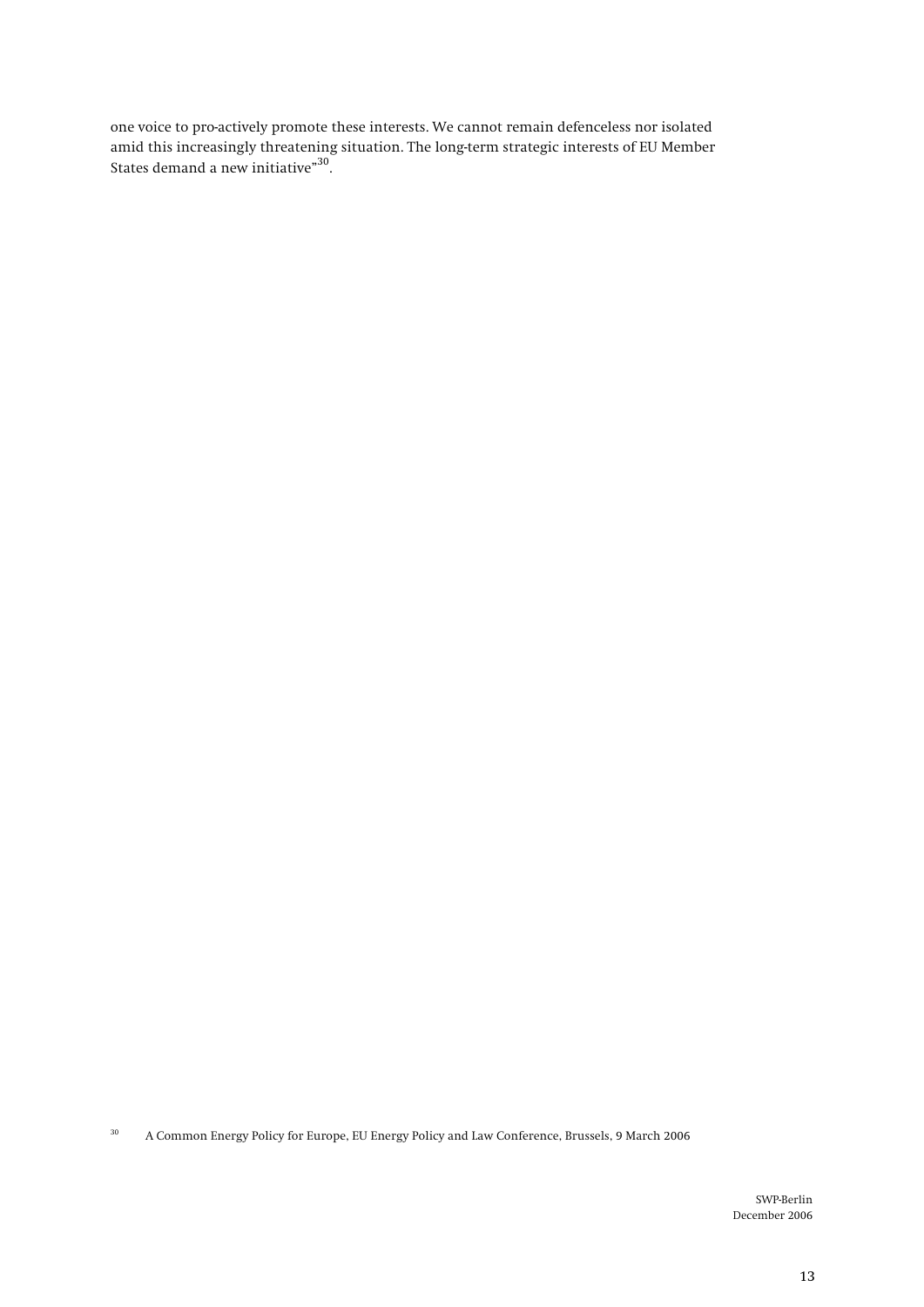one voice to pro-actively promote these interests. We cannot remain defenceless nor isolated amid this increasingly threatening situation. The long-term strategic interests of EU Member States demand a new initiative"[30].

[30] A Common Energy Policy for Europe, EU Energy Policy and Law Conference, Brussels, 9 March 2006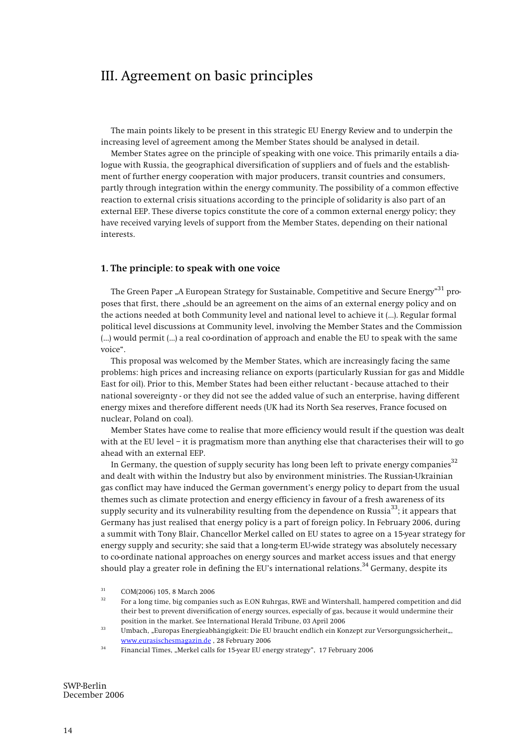# III. Agreement on basic principles

The main points likely to be present in this strategic EU Energy Review and to underpin the increasing level of agreement among the Member States should be analysed in detail.

Member States agree on the principle of speaking with one voice. This primarily entails a dialogue with Russia, the geographical diversification of suppliers and of fuels and the establishment of further energy cooperation with major producers, transit countries and consumers, partly through integration within the energy community. The possibility of a common effective reaction to external crisis situations according to the principle of solidarity is also part of an external EEP. These diverse topics constitute the core of a common external energy policy; they have received varying levels of support from the Member States, depending on their national interests.

## 1. The principle: to speak with one voice

The Green Paper „A European Strategy for Sustainable, Competitive and Secure Energy"[31] proposes that first, there „should be an agreement on the aims of an external energy policy and on the actions needed at both Community level and national level to achieve it (...). Regular formal political level discussions at Community level, involving the Member States and the Commission (...) would permit (...) a real co-ordination of approach and enable the EU to speak with the same voice".

This proposal was welcomed by the Member States, which are increasingly facing the same problems: high prices and increasing reliance on exports (particularly Russian for gas and Middle East for oil). Prior to this, Member States had been either reluctant - because attached to their national sovereignty - or they did not see the added value of such an enterprise, having different energy mixes and therefore different needs (UK had its North Sea reserves, France focused on nuclear, Poland on coal).

Member States have come to realise that more efficiency would result if the question was dealt with at the EU level – it is pragmatism more than anything else that characterises their will to go ahead with an external EEP.

In Germany, the question of supply security has long been left to private energy companies[32] and dealt with within the Industry but also by environment ministries. The Russian-Ukrainian gas conflict may have induced the German government's energy policy to depart from the usual themes such as climate protection and energy efficiency in favour of a fresh awareness of its supply security and its vulnerability resulting from the dependence on Russia[33]; it appears that Germany has just realised that energy policy is a part of foreign policy. In February 2006, during a summit with Tony Blair, Chancellor Merkel called on EU states to agree on a 15-year strategy for energy supply and security; she said that a long-term EU-wide strategy was absolutely necessary to co-ordinate national approaches on energy sources and market access issues and that energy should play a greater role in defining the EU's international relations.[34] Germany, despite its

---

[31] COM(2006) 105, 8 March 2006

[32] For a long time, big companies such as E.ON Ruhrgas, RWE and Wintershall, hampered competition and did their best to prevent diversification of energy sources, especially of gas, because it would undermine their position in the market. See International Herald Tribune, 03 April 2006

[33] Umbach, „Europas Energieabhängigkeit: Die EU braucht endlich ein Konzept zur Versorgungssicherheit„, www.eurasischesmagazin.de , 28 February 2006

[34] Financial Times, „Merkel calls for 15-year EU energy strategy", 17 February 2006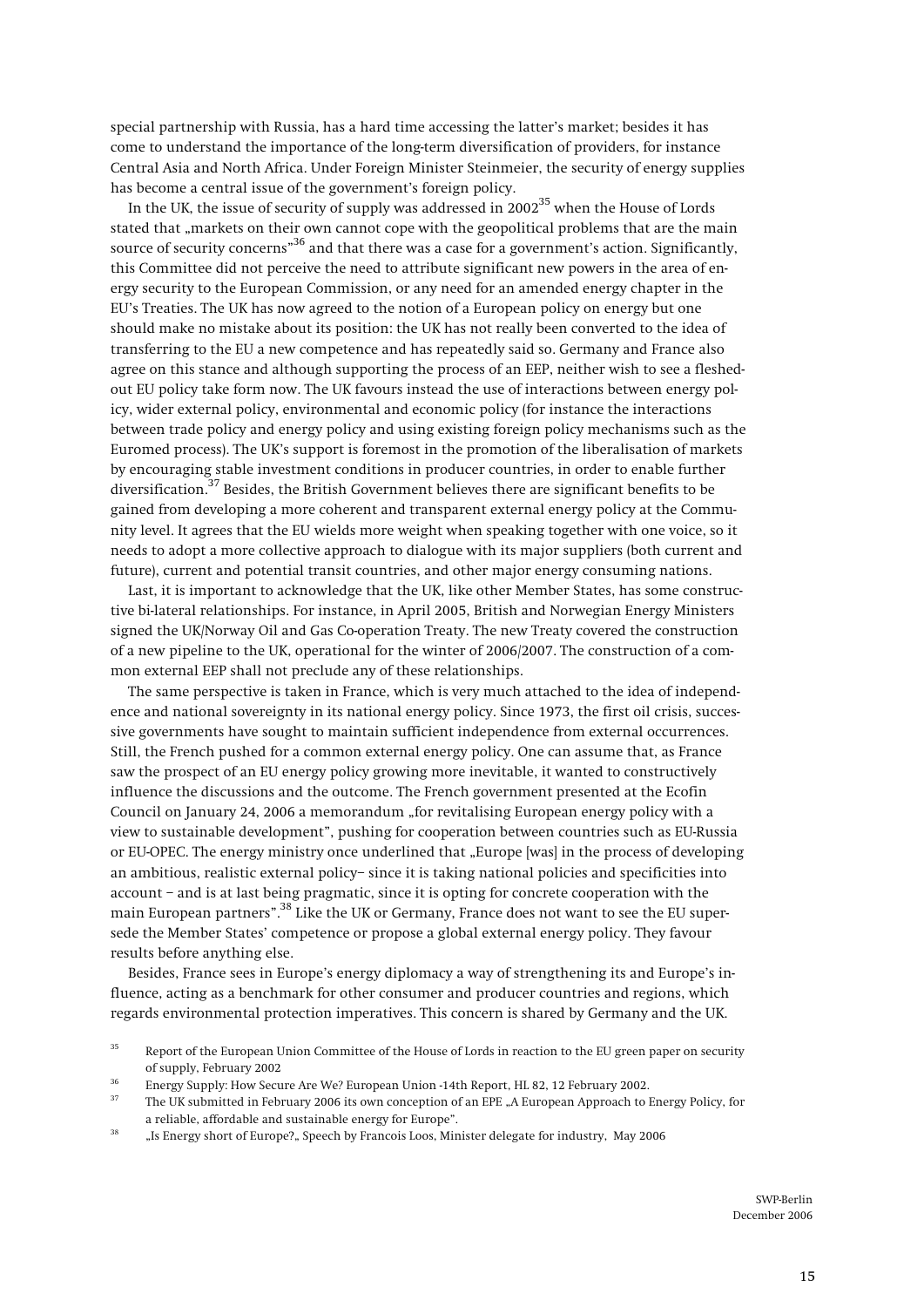special partnership with Russia, has a hard time accessing the latter's market; besides it has come to understand the importance of the long-term diversification of providers, for instance Central Asia and North Africa. Under Foreign Minister Steinmeier, the security of energy supplies has become a central issue of the government's foreign policy.

In the UK, the issue of security of supply was addressed in 2002[35] when the House of Lords stated that „markets on their own cannot cope with the geopolitical problems that are the main source of security concerns"[36] and that there was a case for a government's action. Significantly, this Committee did not perceive the need to attribute significant new powers in the area of energy security to the European Commission, or any need for an amended energy chapter in the EU's Treaties. The UK has now agreed to the notion of a European policy on energy but one should make no mistake about its position: the UK has not really been converted to the idea of transferring to the EU a new competence and has repeatedly said so. Germany and France also agree on this stance and although supporting the process of an EEP, neither wish to see a fleshed-out EU policy take form now. The UK favours instead the use of interactions between energy policy, wider external policy, environmental and economic policy (for instance the interactions between trade policy and energy policy and using existing foreign policy mechanisms such as the Euromed process). The UK's support is foremost in the promotion of the liberalisation of markets by encouraging stable investment conditions in producer countries, in order to enable further diversification.[37] Besides, the British Government believes there are significant benefits to be gained from developing a more coherent and transparent external energy policy at the Community level. It agrees that the EU wields more weight when speaking together with one voice, so it needs to adopt a more collective approach to dialogue with its major suppliers (both current and future), current and potential transit countries, and other major energy consuming nations.

Last, it is important to acknowledge that the UK, like other Member States, has some constructive bi-lateral relationships. For instance, in April 2005, British and Norwegian Energy Ministers signed the UK/Norway Oil and Gas Co-operation Treaty. The new Treaty covered the construction of a new pipeline to the UK, operational for the winter of 2006/2007. The construction of a common external EEP shall not preclude any of these relationships.

The same perspective is taken in France, which is very much attached to the idea of independence and national sovereignty in its national energy policy. Since 1973, the first oil crisis, successive governments have sought to maintain sufficient independence from external occurrences. Still, the French pushed for a common external energy policy. One can assume that, as France saw the prospect of an EU energy policy growing more inevitable, it wanted to constructively influence the discussions and the outcome. The French government presented at the Ecofin Council on January 24, 2006 a memorandum „for revitalising European energy policy with a view to sustainable development", pushing for cooperation between countries such as EU-Russia or EU-OPEC. The energy ministry once underlined that „Europe [was] in the process of developing an ambitious, realistic external policy– since it is taking national policies and specificities into account – and is at last being pragmatic, since it is opting for concrete cooperation with the main European partners".[38] Like the UK or Germany, France does not want to see the EU supersede the Member States' competence or propose a global external energy policy. They favour results before anything else.

Besides, France sees in Europe's energy diplomacy a way of strengthening its and Europe's influence, acting as a benchmark for other consumer and producer countries and regions, which regards environmental protection imperatives. This concern is shared by Germany and the UK.

---

[35] Report of the European Union Committee of the House of Lords in reaction to the EU green paper on security of supply, February 2002

[36] Energy Supply: How Secure Are We? European Union -14th Report, HL 82, 12 February 2002.

[37] The UK submitted in February 2006 its own conception of an EPE „A European Approach to Energy Policy, for a reliable, affordable and sustainable energy for Europe".

[38] „Is Energy short of Europe?„ Speech by Francois Loos, Minister delegate for industry, May 2006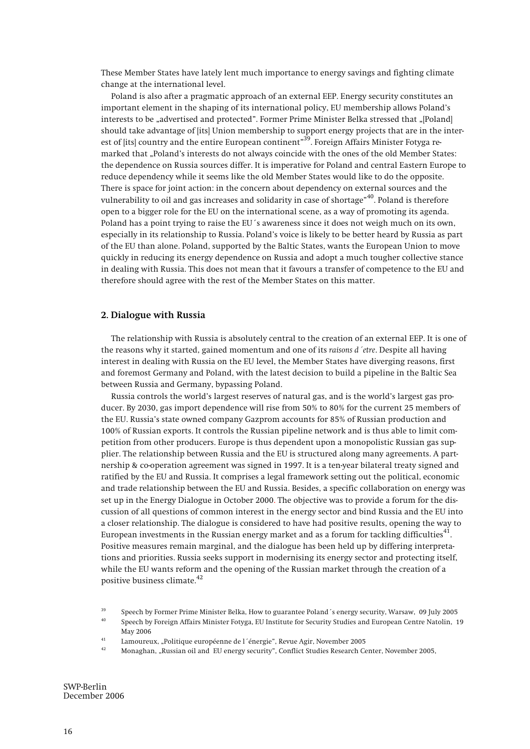These Member States have lately lent much importance to energy savings and fighting climate change at the international level.

Poland is also after a pragmatic approach of an external EEP. Energy security constitutes an important element in the shaping of its international policy, EU membership allows Poland's interests to be „advertised and protected". Former Prime Minister Belka stressed that „[Poland] should take advantage of [its] Union membership to support energy projects that are in the interest of [its] country and the entire European continent"[39]. Foreign Affairs Minister Fotyga remarked that „Poland's interests do not always coincide with the ones of the old Member States: the dependence on Russia sources differ. It is imperative for Poland and central Eastern Europe to reduce dependency while it seems like the old Member States would like to do the opposite. There is space for joint action: in the concern about dependency on external sources and the vulnerability to oil and gas increases and solidarity in case of shortage"[40]. Poland is therefore open to a bigger role for the EU on the international scene, as a way of promoting its agenda. Poland has a point trying to raise the EU´s awareness since it does not weigh much on its own, especially in its relationship to Russia. Poland's voice is likely to be better heard by Russia as part of the EU than alone. Poland, supported by the Baltic States, wants the European Union to move quickly in reducing its energy dependence on Russia and adopt a much tougher collective stance in dealing with Russia. This does not mean that it favours a transfer of competence to the EU and therefore should agree with the rest of the Member States on this matter.

## 2. Dialogue with Russia

The relationship with Russia is absolutely central to the creation of an external EEP. It is one of the reasons why it started, gained momentum and one of its *raisons d´etre*. Despite all having interest in dealing with Russia on the EU level, the Member States have diverging reasons, first and foremost Germany and Poland, with the latest decision to build a pipeline in the Baltic Sea between Russia and Germany, bypassing Poland.

Russia controls the world's largest reserves of natural gas, and is the world's largest gas producer. By 2030, gas import dependence will rise from 50% to 80% for the current 25 members of the EU. Russia's state owned company Gazprom accounts for 85% of Russian production and 100% of Russian exports. It controls the Russian pipeline network and is thus able to limit competition from other producers. Europe is thus dependent upon a monopolistic Russian gas supplier. The relationship between Russia and the EU is structured along many agreements. A partnership & co-operation agreement was signed in 1997. It is a ten-year bilateral treaty signed and ratified by the EU and Russia. It comprises a legal framework setting out the political, economic and trade relationship between the EU and Russia. Besides, a specific collaboration on energy was set up in the Energy Dialogue in October 2000. The objective was to provide a forum for the discussion of all questions of common interest in the energy sector and bind Russia and the EU into a closer relationship. The dialogue is considered to have had positive results, opening the way to European investments in the Russian energy market and as a forum for tackling difficulties[41]. Positive measures remain marginal, and the dialogue has been held up by differing interpretations and priorities. Russia seeks support in modernising its energy sector and protecting itself, while the EU wants reform and the opening of the Russian market through the creation of a positive business climate.[42]

---

[39] Speech by Former Prime Minister Belka, How to guarantee Poland´s energy security, Warsaw, 09 July 2005

[40] Speech by Foreign Affairs Minister Fotyga, EU Institute for Security Studies and European Centre Natolin, 19 May 2006

[41] Lamoureux, „Politique européenne de l´énergie", Revue Agir, November 2005

[42] Monaghan, „Russian oil and EU energy security", Conflict Studies Research Center, November 2005,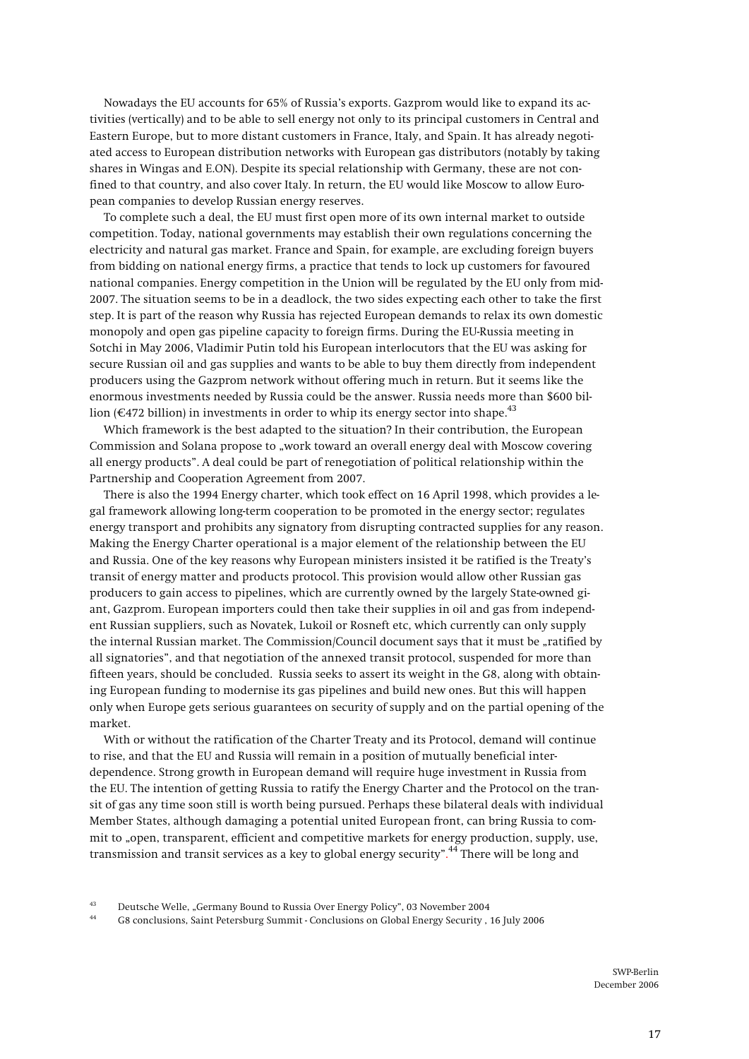Nowadays the EU accounts for 65% of Russia's exports. Gazprom would like to expand its activities (vertically) and to be able to sell energy not only to its principal customers in Central and Eastern Europe, but to more distant customers in France, Italy, and Spain. It has already negotiated access to European distribution networks with European gas distributors (notably by taking shares in Wingas and E.ON). Despite its special relationship with Germany, these are not confined to that country, and also cover Italy. In return, the EU would like Moscow to allow European companies to develop Russian energy reserves.

To complete such a deal, the EU must first open more of its own internal market to outside competition. Today, national governments may establish their own regulations concerning the electricity and natural gas market. France and Spain, for example, are excluding foreign buyers from bidding on national energy firms, a practice that tends to lock up customers for favoured national companies. Energy competition in the Union will be regulated by the EU only from mid-2007. The situation seems to be in a deadlock, the two sides expecting each other to take the first step. It is part of the reason why Russia has rejected European demands to relax its own domestic monopoly and open gas pipeline capacity to foreign firms. During the EU-Russia meeting in Sotchi in May 2006, Vladimir Putin told his European interlocutors that the EU was asking for secure Russian oil and gas supplies and wants to be able to buy them directly from independent producers using the Gazprom network without offering much in return. But it seems like the enormous investments needed by Russia could be the answer. Russia needs more than $600 billion (€472 billion) in investments in order to whip its energy sector into shape.[43]

Which framework is the best adapted to the situation? In their contribution, the European Commission and Solana propose to „work toward an overall energy deal with Moscow covering all energy products". A deal could be part of renegotiation of political relationship within the Partnership and Cooperation Agreement from 2007.

There is also the 1994 Energy charter, which took effect on 16 April 1998, which provides a legal framework allowing long-term cooperation to be promoted in the energy sector; regulates energy transport and prohibits any signatory from disrupting contracted supplies for any reason. Making the Energy Charter operational is a major element of the relationship between the EU and Russia. One of the key reasons why European ministers insisted it be ratified is the Treaty's transit of energy matter and products protocol. This provision would allow other Russian gas producers to gain access to pipelines, which are currently owned by the largely State-owned giant, Gazprom. European importers could then take their supplies in oil and gas from independent Russian suppliers, such as Novatek, Lukoil or Rosneft etc, which currently can only supply the internal Russian market. The Commission/Council document says that it must be „ratified by all signatories", and that negotiation of the annexed transit protocol, suspended for more than fifteen years, should be concluded. Russia seeks to assert its weight in the G8, along with obtaining European funding to modernise its gas pipelines and build new ones. But this will happen only when Europe gets serious guarantees on security of supply and on the partial opening of the market.

With or without the ratification of the Charter Treaty and its Protocol, demand will continue to rise, and that the EU and Russia will remain in a position of mutually beneficial interdependence. Strong growth in European demand will require huge investment in Russia from the EU. The intention of getting Russia to ratify the Energy Charter and the Protocol on the transit of gas any time soon still is worth being pursued. Perhaps these bilateral deals with individual Member States, although damaging a potential united European front, can bring Russia to commit to „open, transparent, efficient and competitive markets for energy production, supply, use, transmission and transit services as a key to global energy security".[44] There will be long and

[43] Deutsche Welle, „Germany Bound to Russia Over Energy Policy", 03 November 2004

[44] G8 conclusions, Saint Petersburg Summit - Conclusions on Global Energy Security , 16 July 2006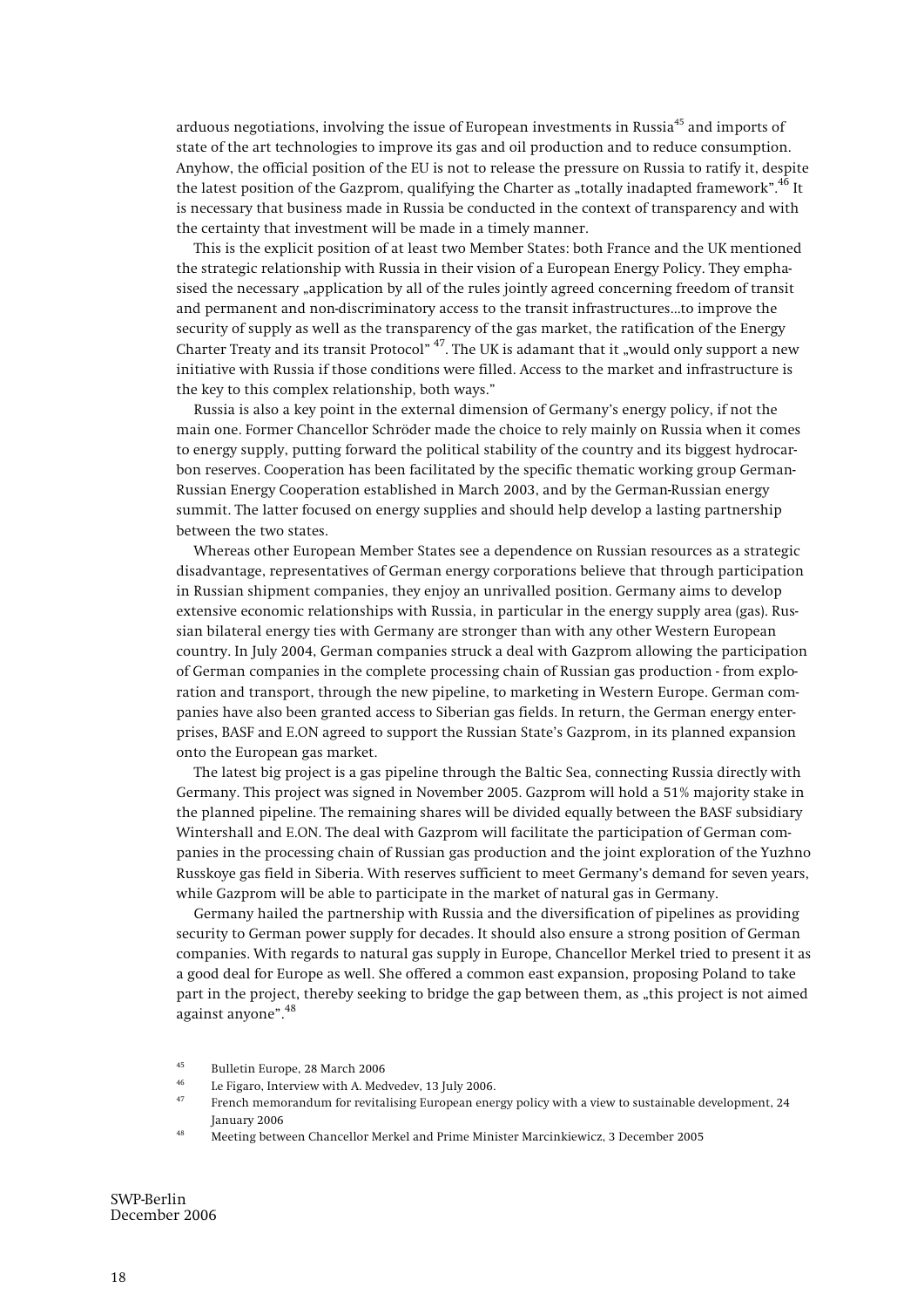arduous negotiations, involving the issue of European investments in Russia[45] and imports of state of the art technologies to improve its gas and oil production and to reduce consumption. Anyhow, the official position of the EU is not to release the pressure on Russia to ratify it, despite the latest position of the Gazprom, qualifying the Charter as „totally inadapted framework".[46] It is necessary that business made in Russia be conducted in the context of transparency and with the certainty that investment will be made in a timely manner.

This is the explicit position of at least two Member States: both France and the UK mentioned the strategic relationship with Russia in their vision of a European Energy Policy. They emphasised the necessary „application by all of the rules jointly agreed concerning freedom of transit and permanent and non-discriminatory access to the transit infrastructures...to improve the security of supply as well as the transparency of the gas market, the ratification of the Energy Charter Treaty and its transit Protocol" [47]. The UK is adamant that it „would only support a new initiative with Russia if those conditions were filled. Access to the market and infrastructure is the key to this complex relationship, both ways."

Russia is also a key point in the external dimension of Germany's energy policy, if not the main one. Former Chancellor Schröder made the choice to rely mainly on Russia when it comes to energy supply, putting forward the political stability of the country and its biggest hydrocarbon reserves. Cooperation has been facilitated by the specific thematic working group German-Russian Energy Cooperation established in March 2003, and by the German-Russian energy summit. The latter focused on energy supplies and should help develop a lasting partnership between the two states.

Whereas other European Member States see a dependence on Russian resources as a strategic disadvantage, representatives of German energy corporations believe that through participation in Russian shipment companies, they enjoy an unrivalled position. Germany aims to develop extensive economic relationships with Russia, in particular in the energy supply area (gas). Russian bilateral energy ties with Germany are stronger than with any other Western European country. In July 2004, German companies struck a deal with Gazprom allowing the participation of German companies in the complete processing chain of Russian gas production - from exploration and transport, through the new pipeline, to marketing in Western Europe. German companies have also been granted access to Siberian gas fields. In return, the German energy enterprises, BASF and E.ON agreed to support the Russian State's Gazprom, in its planned expansion onto the European gas market.

The latest big project is a gas pipeline through the Baltic Sea, connecting Russia directly with Germany. This project was signed in November 2005. Gazprom will hold a 51% majority stake in the planned pipeline. The remaining shares will be divided equally between the BASF subsidiary Wintershall and E.ON. The deal with Gazprom will facilitate the participation of German companies in the processing chain of Russian gas production and the joint exploration of the Yuzhno Russkoye gas field in Siberia. With reserves sufficient to meet Germany's demand for seven years, while Gazprom will be able to participate in the market of natural gas in Germany.

Germany hailed the partnership with Russia and the diversification of pipelines as providing security to German power supply for decades. It should also ensure a strong position of German companies. With regards to natural gas supply in Europe, Chancellor Merkel tried to present it as a good deal for Europe as well. She offered a common east expansion, proposing Poland to take part in the project, thereby seeking to bridge the gap between them, as „this project is not aimed against anyone".[48]

[45] Bulletin Europe, 28 March 2006

[46] Le Figaro, Interview with A. Medvedev, 13 July 2006.

[47] French memorandum for revitalising European energy policy with a view to sustainable development, 24 January 2006

[48] Meeting between Chancellor Merkel and Prime Minister Marcinkiewicz, 3 December 2005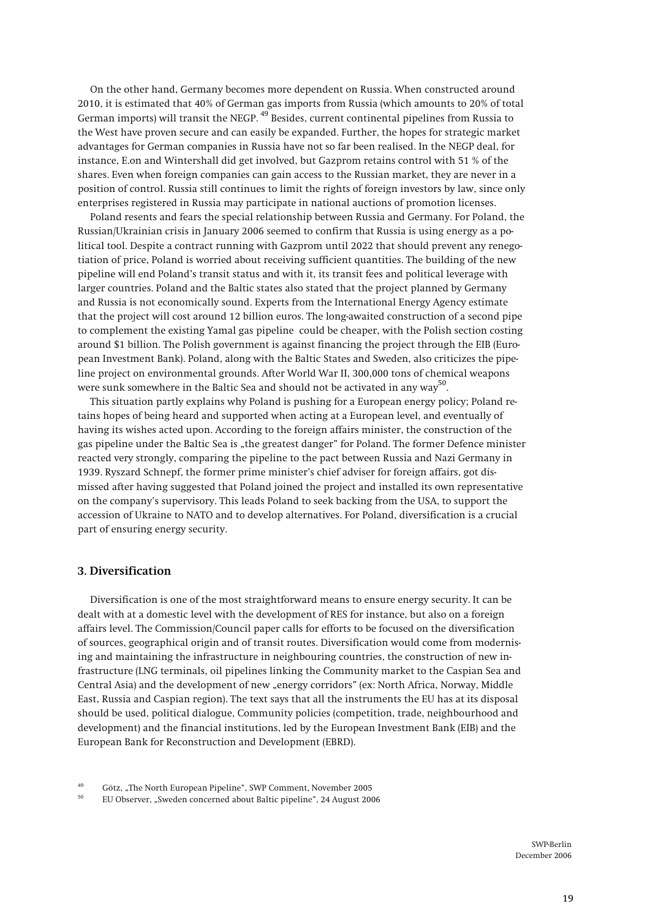On the other hand, Germany becomes more dependent on Russia. When constructed around 2010, it is estimated that 40% of German gas imports from Russia (which amounts to 20% of total German imports) will transit the NEGP. [49] Besides, current continental pipelines from Russia to the West have proven secure and can easily be expanded. Further, the hopes for strategic market advantages for German companies in Russia have not so far been realised. In the NEGP deal, for instance, E.on and Wintershall did get involved, but Gazprom retains control with 51 % of the shares. Even when foreign companies can gain access to the Russian market, they are never in a position of control. Russia still continues to limit the rights of foreign investors by law, since only enterprises registered in Russia may participate in national auctions of promotion licenses.

Poland resents and fears the special relationship between Russia and Germany. For Poland, the Russian/Ukrainian crisis in January 2006 seemed to confirm that Russia is using energy as a political tool. Despite a contract running with Gazprom until 2022 that should prevent any renegotiation of price, Poland is worried about receiving sufficient quantities. The building of the new pipeline will end Poland's transit status and with it, its transit fees and political leverage with larger countries. Poland and the Baltic states also stated that the project planned by Germany and Russia is not economically sound. Experts from the International Energy Agency estimate that the project will cost around 12 billion euros. The long-awaited construction of a second pipe to complement the existing Yamal gas pipeline could be cheaper, with the Polish section costing around $1 billion. The Polish government is against financing the project through the EIB (European Investment Bank). Poland, along with the Baltic States and Sweden, also criticizes the pipeline project on environmental grounds. After World War II, 300,000 tons of chemical weapons were sunk somewhere in the Baltic Sea and should not be activated in any way[50].

This situation partly explains why Poland is pushing for a European energy policy; Poland retains hopes of being heard and supported when acting at a European level, and eventually of having its wishes acted upon. According to the foreign affairs minister, the construction of the gas pipeline under the Baltic Sea is „the greatest danger" for Poland. The former Defence minister reacted very strongly, comparing the pipeline to the pact between Russia and Nazi Germany in 1939. Ryszard Schnepf, the former prime minister's chief adviser for foreign affairs, got dismissed after having suggested that Poland joined the project and installed its own representative on the company's supervisory. This leads Poland to seek backing from the USA, to support the accession of Ukraine to NATO and to develop alternatives. For Poland, diversification is a crucial part of ensuring energy security.

### 3. Diversification

Diversification is one of the most straightforward means to ensure energy security. It can be dealt with at a domestic level with the development of RES for instance, but also on a foreign affairs level. The Commission/Council paper calls for efforts to be focused on the diversification of sources, geographical origin and of transit routes. Diversification would come from modernising and maintaining the infrastructure in neighbouring countries, the construction of new infrastructure (LNG terminals, oil pipelines linking the Community market to the Caspian Sea and Central Asia) and the development of new „energy corridors" (ex: North Africa, Norway, Middle East, Russia and Caspian region). The text says that all the instruments the EU has at its disposal should be used, political dialogue, Community policies (competition, trade, neighbourhood and development) and the financial institutions, led by the European Investment Bank (EIB) and the European Bank for Reconstruction and Development (EBRD).

[49] Götz, „The North European Pipeline", SWP Comment, November 2005

[50] EU Observer, „Sweden concerned about Baltic pipeline", 24 August 2006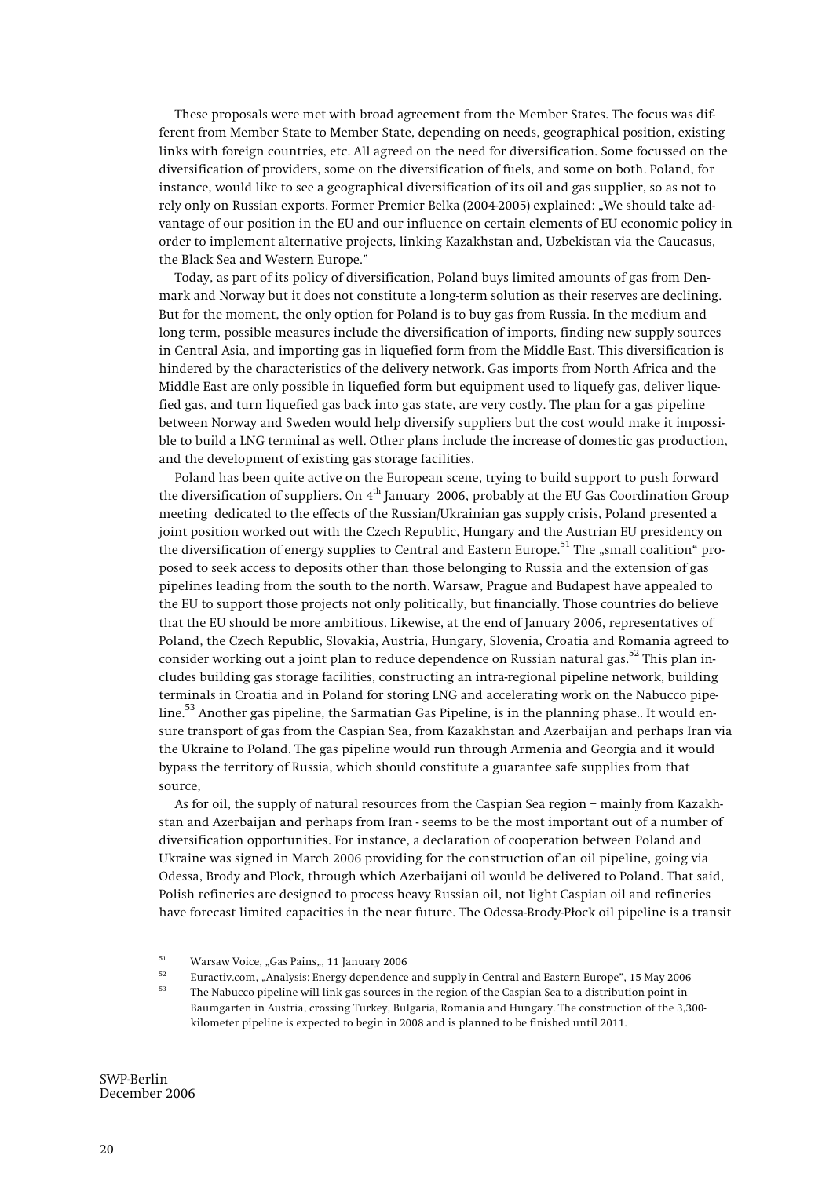These proposals were met with broad agreement from the Member States. The focus was different from Member State to Member State, depending on needs, geographical position, existing links with foreign countries, etc. All agreed on the need for diversification. Some focussed on the diversification of providers, some on the diversification of fuels, and some on both. Poland, for instance, would like to see a geographical diversification of its oil and gas supplier, so as not to rely only on Russian exports. Former Premier Belka (2004-2005) explained: „We should take advantage of our position in the EU and our influence on certain elements of EU economic policy in order to implement alternative projects, linking Kazakhstan and, Uzbekistan via the Caucasus, the Black Sea and Western Europe."

Today, as part of its policy of diversification, Poland buys limited amounts of gas from Denmark and Norway but it does not constitute a long-term solution as their reserves are declining. But for the moment, the only option for Poland is to buy gas from Russia. In the medium and long term, possible measures include the diversification of imports, finding new supply sources in Central Asia, and importing gas in liquefied form from the Middle East. This diversification is hindered by the characteristics of the delivery network. Gas imports from North Africa and the Middle East are only possible in liquefied form but equipment used to liquefy gas, deliver liquefied gas, and turn liquefied gas back into gas state, are very costly. The plan for a gas pipeline between Norway and Sweden would help diversify suppliers but the cost would make it impossible to build a LNG terminal as well. Other plans include the increase of domestic gas production, and the development of existing gas storage facilities.

Poland has been quite active on the European scene, trying to build support to push forward the diversification of suppliers. On 4th January 2006, probably at the EU Gas Coordination Group meeting dedicated to the effects of the Russian/Ukrainian gas supply crisis, Poland presented a joint position worked out with the Czech Republic, Hungary and the Austrian EU presidency on the diversification of energy supplies to Central and Eastern Europe.[51] The „small coalition" proposed to seek access to deposits other than those belonging to Russia and the extension of gas pipelines leading from the south to the north. Warsaw, Prague and Budapest have appealed to the EU to support those projects not only politically, but financially. Those countries do believe that the EU should be more ambitious. Likewise, at the end of January 2006, representatives of Poland, the Czech Republic, Slovakia, Austria, Hungary, Slovenia, Croatia and Romania agreed to consider working out a joint plan to reduce dependence on Russian natural gas.[52] This plan includes building gas storage facilities, constructing an intra-regional pipeline network, building terminals in Croatia and in Poland for storing LNG and accelerating work on the Nabucco pipeline.[53] Another gas pipeline, the Sarmatian Gas Pipeline, is in the planning phase.. It would ensure transport of gas from the Caspian Sea, from Kazakhstan and Azerbaijan and perhaps Iran via the Ukraine to Poland. The gas pipeline would run through Armenia and Georgia and it would bypass the territory of Russia, which should constitute a guarantee safe supplies from that source,

As for oil, the supply of natural resources from the Caspian Sea region – mainly from Kazakhstan and Azerbaijan and perhaps from Iran - seems to be the most important out of a number of diversification opportunities. For instance, a declaration of cooperation between Poland and Ukraine was signed in March 2006 providing for the construction of an oil pipeline, going via Odessa, Brody and Plock, through which Azerbaijani oil would be delivered to Poland. That said, Polish refineries are designed to process heavy Russian oil, not light Caspian oil and refineries have forecast limited capacities in the near future. The Odessa-Brody-Płock oil pipeline is a transit

[51] Warsaw Voice, „Gas Pains„, 11 January 2006

[52] Euractiv.com, „Analysis: Energy dependence and supply in Central and Eastern Europe", 15 May 2006

[53] The Nabucco pipeline will link gas sources in the region of the Caspian Sea to a distribution point in Baumgarten in Austria, crossing Turkey, Bulgaria, Romania and Hungary. The construction of the 3,300-kilometer pipeline is expected to begin in 2008 and is planned to be finished until 2011.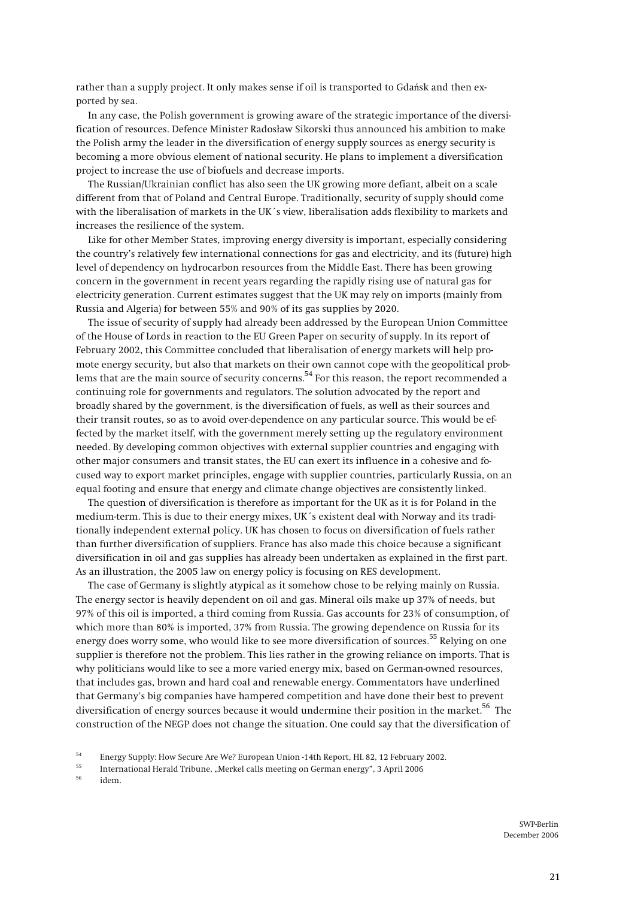rather than a supply project. It only makes sense if oil is transported to Gdańsk and then exported by sea.

In any case, the Polish government is growing aware of the strategic importance of the diversification of resources. Defence Minister Radosław Sikorski thus announced his ambition to make the Polish army the leader in the diversification of energy supply sources as energy security is becoming a more obvious element of national security. He plans to implement a diversification project to increase the use of biofuels and decrease imports.

The Russian/Ukrainian conflict has also seen the UK growing more defiant, albeit on a scale different from that of Poland and Central Europe. Traditionally, security of supply should come with the liberalisation of markets in the UK´s view, liberalisation adds flexibility to markets and increases the resilience of the system.

Like for other Member States, improving energy diversity is important, especially considering the country's relatively few international connections for gas and electricity, and its (future) high level of dependency on hydrocarbon resources from the Middle East. There has been growing concern in the government in recent years regarding the rapidly rising use of natural gas for electricity generation. Current estimates suggest that the UK may rely on imports (mainly from Russia and Algeria) for between 55% and 90% of its gas supplies by 2020.

The issue of security of supply had already been addressed by the European Union Committee of the House of Lords in reaction to the EU Green Paper on security of supply. In its report of February 2002, this Committee concluded that liberalisation of energy markets will help promote energy security, but also that markets on their own cannot cope with the geopolitical problems that are the main source of security concerns.[54] For this reason, the report recommended a continuing role for governments and regulators. The solution advocated by the report and broadly shared by the government, is the diversification of fuels, as well as their sources and their transit routes, so as to avoid over-dependence on any particular source. This would be effected by the market itself, with the government merely setting up the regulatory environment needed. By developing common objectives with external supplier countries and engaging with other major consumers and transit states, the EU can exert its influence in a cohesive and focused way to export market principles, engage with supplier countries, particularly Russia, on an equal footing and ensure that energy and climate change objectives are consistently linked.

The question of diversification is therefore as important for the UK as it is for Poland in the medium-term. This is due to their energy mixes, UK´s existent deal with Norway and its traditionally independent external policy. UK has chosen to focus on diversification of fuels rather than further diversification of suppliers. France has also made this choice because a significant diversification in oil and gas supplies has already been undertaken as explained in the first part. As an illustration, the 2005 law on energy policy is focusing on RES development.

The case of Germany is slightly atypical as it somehow chose to be relying mainly on Russia. The energy sector is heavily dependent on oil and gas. Mineral oils make up 37% of needs, but 97% of this oil is imported, a third coming from Russia. Gas accounts for 23% of consumption, of which more than 80% is imported, 37% from Russia. The growing dependence on Russia for its energy does worry some, who would like to see more diversification of sources.[55] Relying on one supplier is therefore not the problem. This lies rather in the growing reliance on imports. That is why politicians would like to see a more varied energy mix, based on German-owned resources, that includes gas, brown and hard coal and renewable energy. Commentators have underlined that Germany's big companies have hampered competition and have done their best to prevent diversification of energy sources because it would undermine their position in the market.[56] The construction of the NEGP does not change the situation. One could say that the diversification of

[54] Energy Supply: How Secure Are We? European Union -14th Report, HL 82, 12 February 2002.

[55] International Herald Tribune, „Merkel calls meeting on German energy", 3 April 2006

[56] idem.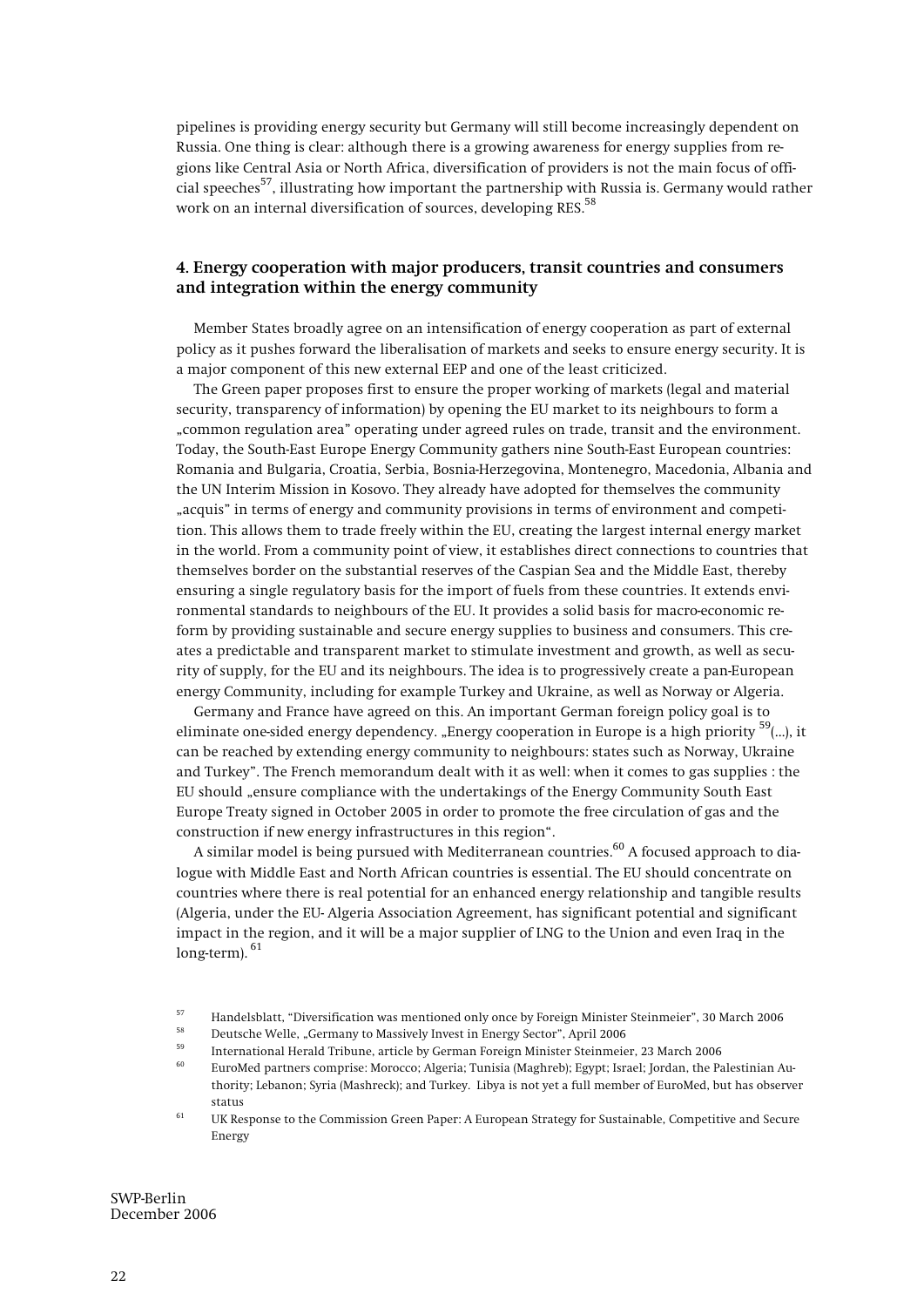pipelines is providing energy security but Germany will still become increasingly dependent on Russia. One thing is clear: although there is a growing awareness for energy supplies from regions like Central Asia or North Africa, diversification of providers is not the main focus of official speeches[57], illustrating how important the partnership with Russia is. Germany would rather work on an internal diversification of sources, developing RES.[58]

## 4. Energy cooperation with major producers, transit countries and consumers and integration within the energy community

Member States broadly agree on an intensification of energy cooperation as part of external policy as it pushes forward the liberalisation of markets and seeks to ensure energy security. It is a major component of this new external EEP and one of the least criticized.

The Green paper proposes first to ensure the proper working of markets (legal and material security, transparency of information) by opening the EU market to its neighbours to form a „common regulation area" operating under agreed rules on trade, transit and the environment. Today, the South-East Europe Energy Community gathers nine South-East European countries: Romania and Bulgaria, Croatia, Serbia, Bosnia-Herzegovina, Montenegro, Macedonia, Albania and the UN Interim Mission in Kosovo. They already have adopted for themselves the community „acquis" in terms of energy and community provisions in terms of environment and competition. This allows them to trade freely within the EU, creating the largest internal energy market in the world. From a community point of view, it establishes direct connections to countries that themselves border on the substantial reserves of the Caspian Sea and the Middle East, thereby ensuring a single regulatory basis for the import of fuels from these countries. It extends environmental standards to neighbours of the EU. It provides a solid basis for macro-economic reform by providing sustainable and secure energy supplies to business and consumers. This creates a predictable and transparent market to stimulate investment and growth, as well as security of supply, for the EU and its neighbours. The idea is to progressively create a pan-European energy Community, including for example Turkey and Ukraine, as well as Norway or Algeria.

Germany and France have agreed on this. An important German foreign policy goal is to eliminate one-sided energy dependency. „Energy cooperation in Europe is a high priority [59](...), it can be reached by extending energy community to neighbours: states such as Norway, Ukraine and Turkey". The French memorandum dealt with it as well: when it comes to gas supplies : the EU should „ensure compliance with the undertakings of the Energy Community South East Europe Treaty signed in October 2005 in order to promote the free circulation of gas and the construction if new energy infrastructures in this region".

A similar model is being pursued with Mediterranean countries.[60] A focused approach to dialogue with Middle East and North African countries is essential. The EU should concentrate on countries where there is real potential for an enhanced energy relationship and tangible results (Algeria, under the EU- Algeria Association Agreement, has significant potential and significant impact in the region, and it will be a major supplier of LNG to the Union and even Iraq in the long-term). [61]

[57] Handelsblatt, "Diversification was mentioned only once by Foreign Minister Steinmeier", 30 March 2006

[58] Deutsche Welle, „Germany to Massively Invest in Energy Sector", April 2006

[59] International Herald Tribune, article by German Foreign Minister Steinmeier, 23 March 2006

[60] EuroMed partners comprise: Morocco; Algeria; Tunisia (Maghreb); Egypt; Israel; Jordan, the Palestinian Authority; Lebanon; Syria (Mashreck); and Turkey. Libya is not yet a full member of EuroMed, but has observer status

[61] UK Response to the Commission Green Paper: A European Strategy for Sustainable, Competitive and Secure Energy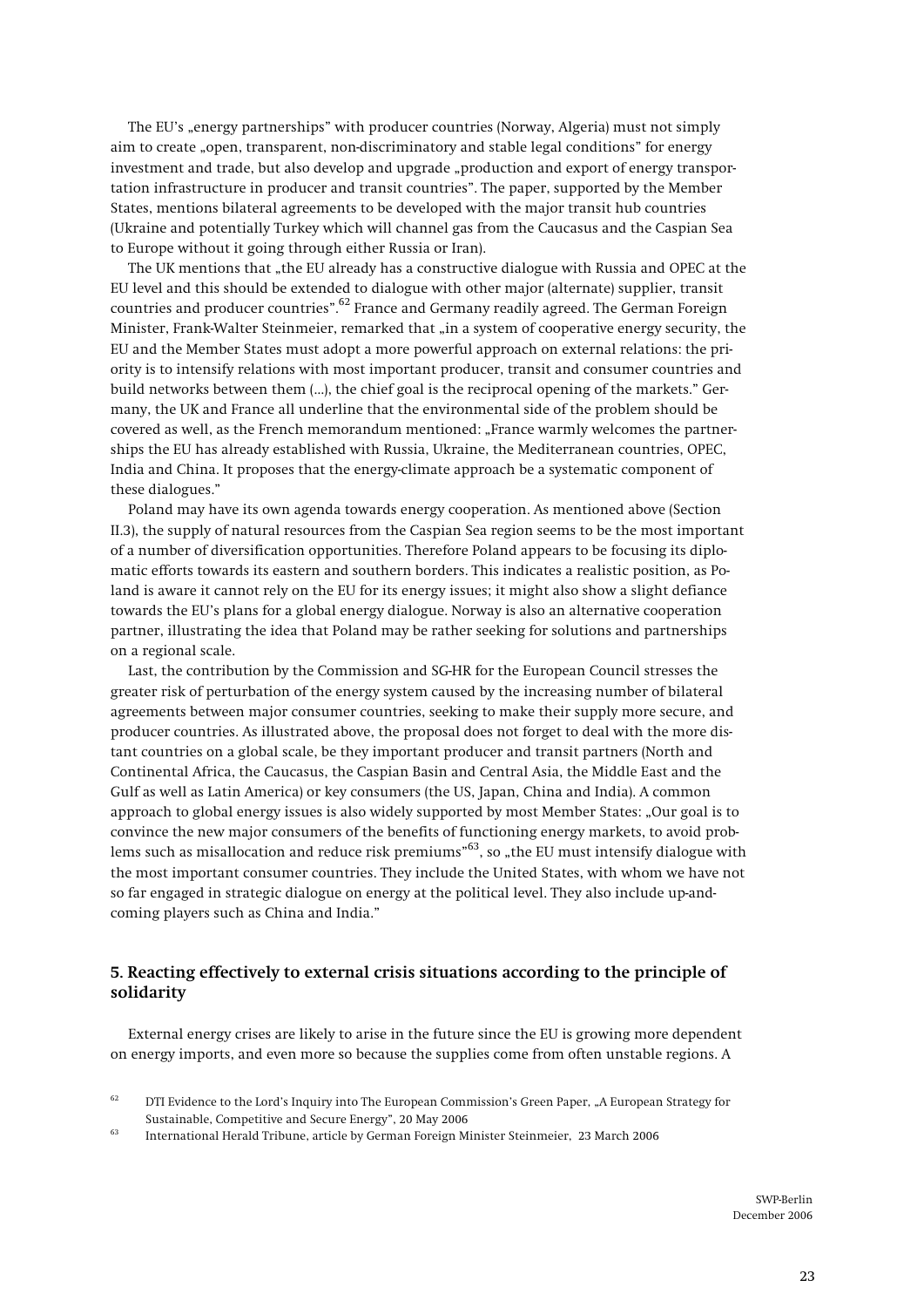The EU's „energy partnerships" with producer countries (Norway, Algeria) must not simply aim to create „open, transparent, non-discriminatory and stable legal conditions" for energy investment and trade, but also develop and upgrade „production and export of energy transportation infrastructure in producer and transit countries". The paper, supported by the Member States, mentions bilateral agreements to be developed with the major transit hub countries (Ukraine and potentially Turkey which will channel gas from the Caucasus and the Caspian Sea to Europe without it going through either Russia or Iran).

The UK mentions that „the EU already has a constructive dialogue with Russia and OPEC at the EU level and this should be extended to dialogue with other major (alternate) supplier, transit countries and producer countries".[62] France and Germany readily agreed. The German Foreign Minister, Frank-Walter Steinmeier, remarked that „in a system of cooperative energy security, the EU and the Member States must adopt a more powerful approach on external relations: the priority is to intensify relations with most important producer, transit and consumer countries and build networks between them (...), the chief goal is the reciprocal opening of the markets." Germany, the UK and France all underline that the environmental side of the problem should be covered as well, as the French memorandum mentioned: „France warmly welcomes the partnerships the EU has already established with Russia, Ukraine, the Mediterranean countries, OPEC, India and China. It proposes that the energy-climate approach be a systematic component of these dialogues."

Poland may have its own agenda towards energy cooperation. As mentioned above (Section II.3), the supply of natural resources from the Caspian Sea region seems to be the most important of a number of diversification opportunities. Therefore Poland appears to be focusing its diplomatic efforts towards its eastern and southern borders. This indicates a realistic position, as Poland is aware it cannot rely on the EU for its energy issues; it might also show a slight defiance towards the EU's plans for a global energy dialogue. Norway is also an alternative cooperation partner, illustrating the idea that Poland may be rather seeking for solutions and partnerships on a regional scale.

Last, the contribution by the Commission and SG-HR for the European Council stresses the greater risk of perturbation of the energy system caused by the increasing number of bilateral agreements between major consumer countries, seeking to make their supply more secure, and producer countries. As illustrated above, the proposal does not forget to deal with the more distant countries on a global scale, be they important producer and transit partners (North and Continental Africa, the Caucasus, the Caspian Basin and Central Asia, the Middle East and the Gulf as well as Latin America) or key consumers (the US, Japan, China and India). A common approach to global energy issues is also widely supported by most Member States: „Our goal is to convince the new major consumers of the benefits of functioning energy markets, to avoid problems such as misallocation and reduce risk premiums"[63], so „the EU must intensify dialogue with the most important consumer countries. They include the United States, with whom we have not so far engaged in strategic dialogue on energy at the political level. They also include up-and-coming players such as China and India."

### 5. Reacting effectively to external crisis situations according to the principle of solidarity

External energy crises are likely to arise in the future since the EU is growing more dependent on energy imports, and even more so because the supplies come from often unstable regions. A

[62] DTI Evidence to the Lord's Inquiry into The European Commission's Green Paper, „A European Strategy for Sustainable, Competitive and Secure Energy", 20 May 2006

[63] International Herald Tribune, article by German Foreign Minister Steinmeier, 23 March 2006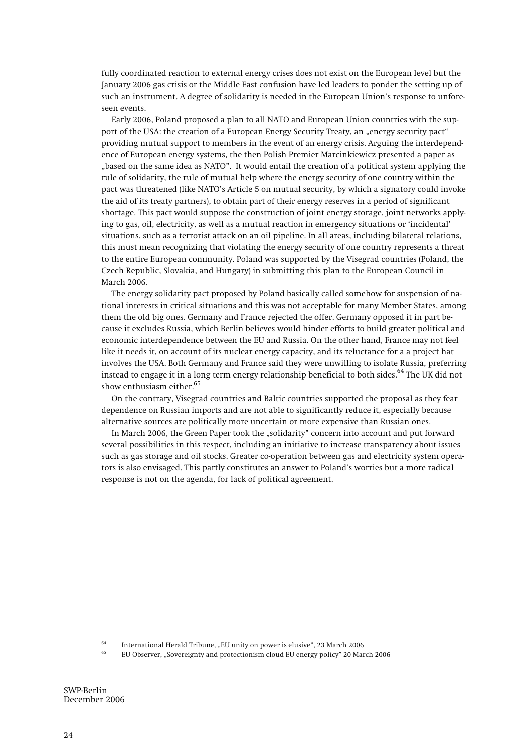fully coordinated reaction to external energy crises does not exist on the European level but the January 2006 gas crisis or the Middle East confusion have led leaders to ponder the setting up of such an instrument. A degree of solidarity is needed in the European Union's response to unforeseen events.

Early 2006, Poland proposed a plan to all NATO and European Union countries with the support of the USA: the creation of a European Energy Security Treaty, an „energy security pact" providing mutual support to members in the event of an energy crisis. Arguing the interdependence of European energy systems, the then Polish Premier Marcinkiewicz presented a paper as „based on the same idea as NATO". It would entail the creation of a political system applying the rule of solidarity, the rule of mutual help where the energy security of one country within the pact was threatened (like NATO's Article 5 on mutual security, by which a signatory could invoke the aid of its treaty partners), to obtain part of their energy reserves in a period of significant shortage. This pact would suppose the construction of joint energy storage, joint networks applying to gas, oil, electricity, as well as a mutual reaction in emergency situations or 'incidental' situations, such as a terrorist attack on an oil pipeline. In all areas, including bilateral relations, this must mean recognizing that violating the energy security of one country represents a threat to the entire European community. Poland was supported by the Visegrad countries (Poland, the Czech Republic, Slovakia, and Hungary) in submitting this plan to the European Council in March 2006.

The energy solidarity pact proposed by Poland basically called somehow for suspension of national interests in critical situations and this was not acceptable for many Member States, among them the old big ones. Germany and France rejected the offer. Germany opposed it in part because it excludes Russia, which Berlin believes would hinder efforts to build greater political and economic interdependence between the EU and Russia. On the other hand, France may not feel like it needs it, on account of its nuclear energy capacity, and its reluctance for a a project hat involves the USA. Both Germany and France said they were unwilling to isolate Russia, preferring instead to engage it in a long term energy relationship beneficial to both sides.[64] The UK did not show enthusiasm either.[65]

On the contrary, Visegrad countries and Baltic countries supported the proposal as they fear dependence on Russian imports and are not able to significantly reduce it, especially because alternative sources are politically more uncertain or more expensive than Russian ones.

In March 2006, the Green Paper took the „solidarity" concern into account and put forward several possibilities in this respect, including an initiative to increase transparency about issues such as gas storage and oil stocks. Greater co-operation between gas and electricity system operators is also envisaged. This partly constitutes an answer to Poland's worries but a more radical response is not on the agenda, for lack of political agreement.

[64] International Herald Tribune, „EU unity on power is elusive", 23 March 2006

[65] EU Observer, „Sovereignty and protectionism cloud EU energy policy" 20 March 2006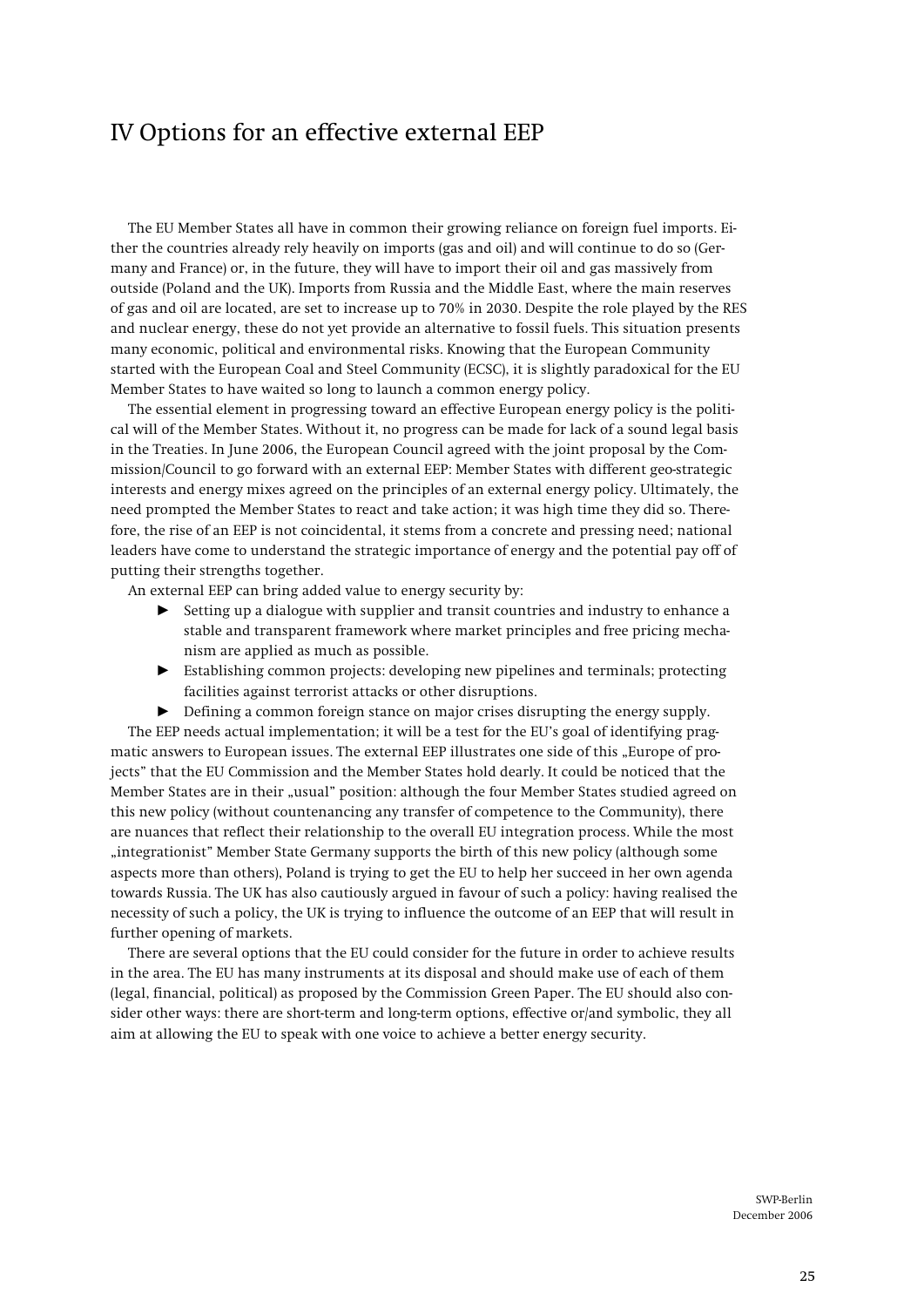# IV Options for an effective external EEP

The EU Member States all have in common their growing reliance on foreign fuel imports. Either the countries already rely heavily on imports (gas and oil) and will continue to do so (Germany and France) or, in the future, they will have to import their oil and gas massively from outside (Poland and the UK). Imports from Russia and the Middle East, where the main reserves of gas and oil are located, are set to increase up to 70% in 2030. Despite the role played by the RES and nuclear energy, these do not yet provide an alternative to fossil fuels. This situation presents many economic, political and environmental risks. Knowing that the European Community started with the European Coal and Steel Community (ECSC), it is slightly paradoxical for the EU Member States to have waited so long to launch a common energy policy.

The essential element in progressing toward an effective European energy policy is the political will of the Member States. Without it, no progress can be made for lack of a sound legal basis in the Treaties. In June 2006, the European Council agreed with the joint proposal by the Commission/Council to go forward with an external EEP: Member States with different geo-strategic interests and energy mixes agreed on the principles of an external energy policy. Ultimately, the need prompted the Member States to react and take action; it was high time they did so. Therefore, the rise of an EEP is not coincidental, it stems from a concrete and pressing need; national leaders have come to understand the strategic importance of energy and the potential pay off of putting their strengths together.

An external EEP can bring added value to energy security by:

- Setting up a dialogue with supplier and transit countries and industry to enhance a stable and transparent framework where market principles and free pricing mechanism are applied as much as possible.
- Establishing common projects: developing new pipelines and terminals; protecting facilities against terrorist attacks or other disruptions.
- Defining a common foreign stance on major crises disrupting the energy supply.

The EEP needs actual implementation; it will be a test for the EU's goal of identifying pragmatic answers to European issues. The external EEP illustrates one side of this „Europe of projects" that the EU Commission and the Member States hold dearly. It could be noticed that the Member States are in their „usual" position: although the four Member States studied agreed on this new policy (without countenancing any transfer of competence to the Community), there are nuances that reflect their relationship to the overall EU integration process. While the most „integrationist" Member State Germany supports the birth of this new policy (although some aspects more than others), Poland is trying to get the EU to help her succeed in her own agenda towards Russia. The UK has also cautiously argued in favour of such a policy: having realised the necessity of such a policy, the UK is trying to influence the outcome of an EEP that will result in further opening of markets.

There are several options that the EU could consider for the future in order to achieve results in the area. The EU has many instruments at its disposal and should make use of each of them (legal, financial, political) as proposed by the Commission Green Paper. The EU should also consider other ways: there are short-term and long-term options, effective or/and symbolic, they all aim at allowing the EU to speak with one voice to achieve a better energy security.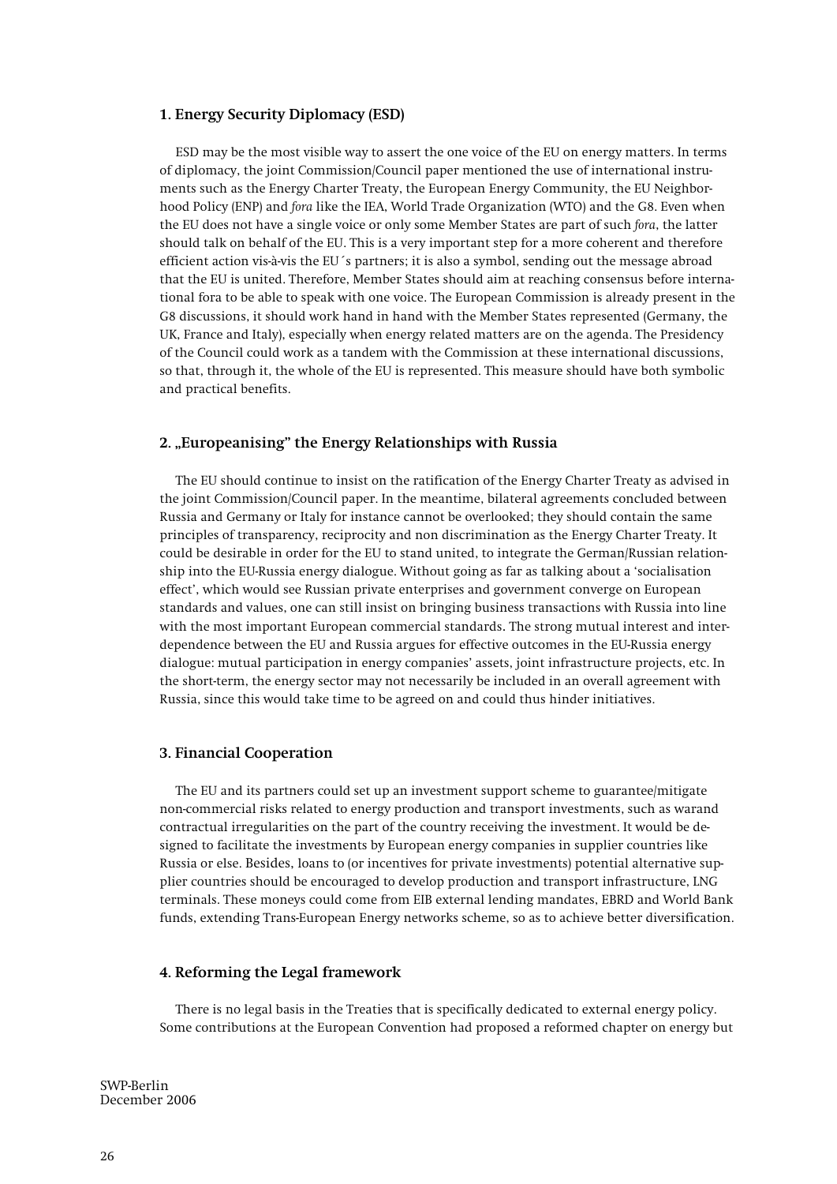### 1. Energy Security Diplomacy (ESD)

ESD may be the most visible way to assert the one voice of the EU on energy matters. In terms of diplomacy, the joint Commission/Council paper mentioned the use of international instruments such as the Energy Charter Treaty, the European Energy Community, the EU Neighborhood Policy (ENP) and *fora* like the IEA, World Trade Organization (WTO) and the G8. Even when the EU does not have a single voice or only some Member States are part of such *fora*, the latter should talk on behalf of the EU. This is a very important step for a more coherent and therefore efficient action vis-à-vis the EU´s partners; it is also a symbol, sending out the message abroad that the EU is united. Therefore, Member States should aim at reaching consensus before international fora to be able to speak with one voice. The European Commission is already present in the G8 discussions, it should work hand in hand with the Member States represented (Germany, the UK, France and Italy), especially when energy related matters are on the agenda. The Presidency of the Council could work as a tandem with the Commission at these international discussions, so that, through it, the whole of the EU is represented. This measure should have both symbolic and practical benefits.

### 2. „Europeanising" the Energy Relationships with Russia

The EU should continue to insist on the ratification of the Energy Charter Treaty as advised in the joint Commission/Council paper. In the meantime, bilateral agreements concluded between Russia and Germany or Italy for instance cannot be overlooked; they should contain the same principles of transparency, reciprocity and non discrimination as the Energy Charter Treaty. It could be desirable in order for the EU to stand united, to integrate the German/Russian relationship into the EU-Russia energy dialogue. Without going as far as talking about a 'socialisation effect', which would see Russian private enterprises and government converge on European standards and values, one can still insist on bringing business transactions with Russia into line with the most important European commercial standards. The strong mutual interest and interdependence between the EU and Russia argues for effective outcomes in the EU-Russia energy dialogue: mutual participation in energy companies' assets, joint infrastructure projects, etc. In the short-term, the energy sector may not necessarily be included in an overall agreement with Russia, since this would take time to be agreed on and could thus hinder initiatives.

### 3. Financial Cooperation

The EU and its partners could set up an investment support scheme to guarantee/mitigate non-commercial risks related to energy production and transport investments, such as warand contractual irregularities on the part of the country receiving the investment. It would be designed to facilitate the investments by European energy companies in supplier countries like Russia or else. Besides, loans to (or incentives for private investments) potential alternative supplier countries should be encouraged to develop production and transport infrastructure, LNG terminals. These moneys could come from EIB external lending mandates, EBRD and World Bank funds, extending Trans-European Energy networks scheme, so as to achieve better diversification.

### 4. Reforming the Legal framework

There is no legal basis in the Treaties that is specifically dedicated to external energy policy. Some contributions at the European Convention had proposed a reformed chapter on energy but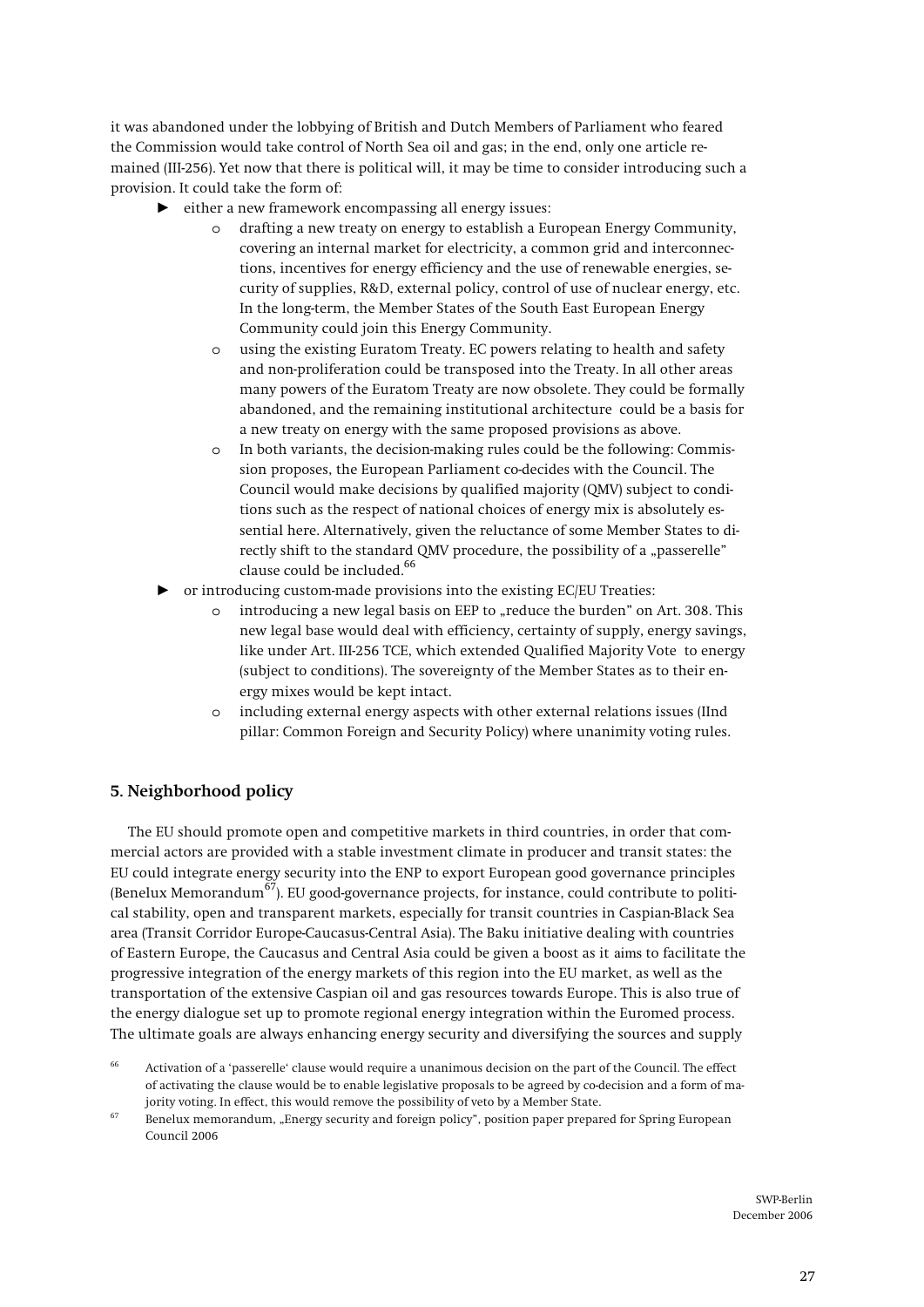it was abandoned under the lobbying of British and Dutch Members of Parliament who feared the Commission would take control of North Sea oil and gas; in the end, only one article remained (III-256). Yet now that there is political will, it may be time to consider introducing such a provision. It could take the form of:

- either a new framework encompassing all energy issues:
  - drafting a new treaty on energy to establish a European Energy Community, covering an internal market for electricity, a common grid and interconnections, incentives for energy efficiency and the use of renewable energies, security of supplies, R&D, external policy, control of use of nuclear energy, etc. In the long-term, the Member States of the South East European Energy Community could join this Energy Community.
  - using the existing Euratom Treaty. EC powers relating to health and safety and non-proliferation could be transposed into the Treaty. In all other areas many powers of the Euratom Treaty are now obsolete. They could be formally abandoned, and the remaining institutional architecture could be a basis for a new treaty on energy with the same proposed provisions as above.
  - In both variants, the decision-making rules could be the following: Commission proposes, the European Parliament co-decides with the Council. The Council would make decisions by qualified majority (QMV) subject to conditions such as the respect of national choices of energy mix is absolutely essential here. Alternatively, given the reluctance of some Member States to directly shift to the standard QMV procedure, the possibility of a „passerelle" clause could be included.[66]
- or introducing custom-made provisions into the existing EC/EU Treaties:
  - introducing a new legal basis on EEP to „reduce the burden" on Art. 308. This new legal base would deal with efficiency, certainty of supply, energy savings, like under Art. III-256 TCE, which extended Qualified Majority Vote to energy (subject to conditions). The sovereignty of the Member States as to their energy mixes would be kept intact.
  - including external energy aspects with other external relations issues (IInd pillar: Common Foreign and Security Policy) where unanimity voting rules.

## 5. Neighborhood policy

The EU should promote open and competitive markets in third countries, in order that commercial actors are provided with a stable investment climate in producer and transit states: the EU could integrate energy security into the ENP to export European good governance principles (Benelux Memorandum[67]). EU good-governance projects, for instance, could contribute to political stability, open and transparent markets, especially for transit countries in Caspian-Black Sea area (Transit Corridor Europe-Caucasus-Central Asia). The Baku initiative dealing with countries of Eastern Europe, the Caucasus and Central Asia could be given a boost as it aims to facilitate the progressive integration of the energy markets of this region into the EU market, as well as the transportation of the extensive Caspian oil and gas resources towards Europe. This is also true of the energy dialogue set up to promote regional energy integration within the Euromed process. The ultimate goals are always enhancing energy security and diversifying the sources and supply

[66] Activation of a 'passerelle' clause would require a unanimous decision on the part of the Council. The effect of activating the clause would be to enable legislative proposals to be agreed by co-decision and a form of majority voting. In effect, this would remove the possibility of veto by a Member State.

[67] Benelux memorandum, „Energy security and foreign policy", position paper prepared for Spring European Council 2006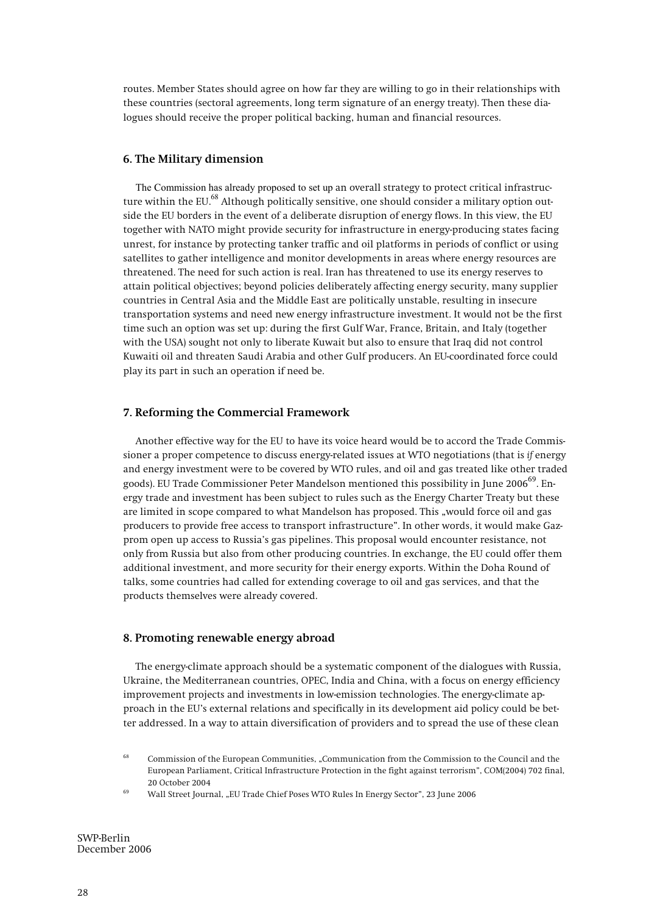routes. Member States should agree on how far they are willing to go in their relationships with these countries (sectoral agreements, long term signature of an energy treaty). Then these dialogues should receive the proper political backing, human and financial resources.

### 6. The Military dimension

The Commission has already proposed to set up an overall strategy to protect critical infrastructure within the EU.[68] Although politically sensitive, one should consider a military option outside the EU borders in the event of a deliberate disruption of energy flows. In this view, the EU together with NATO might provide security for infrastructure in energy-producing states facing unrest, for instance by protecting tanker traffic and oil platforms in periods of conflict or using satellites to gather intelligence and monitor developments in areas where energy resources are threatened. The need for such action is real. Iran has threatened to use its energy reserves to attain political objectives; beyond policies deliberately affecting energy security, many supplier countries in Central Asia and the Middle East are politically unstable, resulting in insecure transportation systems and need new energy infrastructure investment. It would not be the first time such an option was set up: during the first Gulf War, France, Britain, and Italy (together with the USA) sought not only to liberate Kuwait but also to ensure that Iraq did not control Kuwaiti oil and threaten Saudi Arabia and other Gulf producers. An EU-coordinated force could play its part in such an operation if need be.

### 7. Reforming the Commercial Framework

Another effective way for the EU to have its voice heard would be to accord the Trade Commissioner a proper competence to discuss energy-related issues at WTO negotiations (that is *if* energy and energy investment were to be covered by WTO rules, and oil and gas treated like other traded goods). EU Trade Commissioner Peter Mandelson mentioned this possibility in June 2006[69]. Energy trade and investment has been subject to rules such as the Energy Charter Treaty but these are limited in scope compared to what Mandelson has proposed. This „would force oil and gas producers to provide free access to transport infrastructure". In other words, it would make Gazprom open up access to Russia's gas pipelines. This proposal would encounter resistance, not only from Russia but also from other producing countries. In exchange, the EU could offer them additional investment, and more security for their energy exports. Within the Doha Round of talks, some countries had called for extending coverage to oil and gas services, and that the products themselves were already covered.

### 8. Promoting renewable energy abroad

The energy-climate approach should be a systematic component of the dialogues with Russia, Ukraine, the Mediterranean countries, OPEC, India and China, with a focus on energy efficiency improvement projects and investments in low-emission technologies. The energy-climate approach in the EU's external relations and specifically in its development aid policy could be better addressed. In a way to attain diversification of providers and to spread the use of these clean

[68] Commission of the European Communities, „Communication from the Commission to the Council and the European Parliament, Critical Infrastructure Protection in the fight against terrorism", COM(2004) 702 final, 20 October 2004

[69] Wall Street Journal, „EU Trade Chief Poses WTO Rules In Energy Sector", 23 June 2006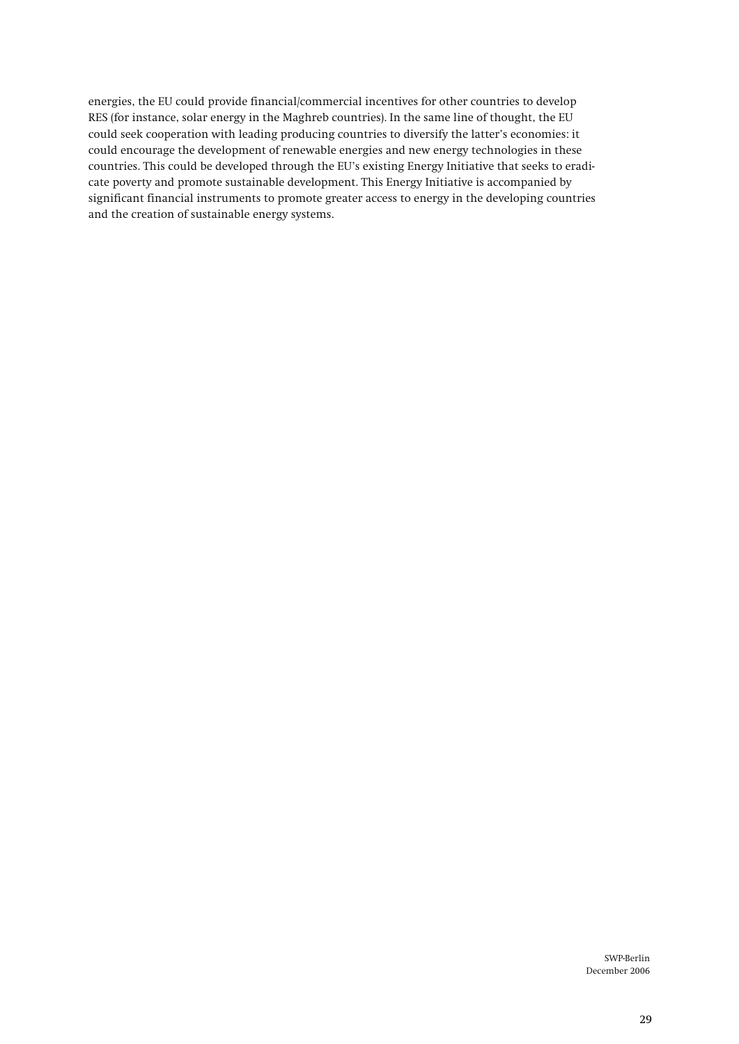energies, the EU could provide financial/commercial incentives for other countries to develop RES (for instance, solar energy in the Maghreb countries). In the same line of thought, the EU could seek cooperation with leading producing countries to diversify the latter's economies: it could encourage the development of renewable energies and new energy technologies in these countries. This could be developed through the EU's existing Energy Initiative that seeks to eradicate poverty and promote sustainable development. This Energy Initiative is accompanied by significant financial instruments to promote greater access to energy in the developing countries and the creation of sustainable energy systems.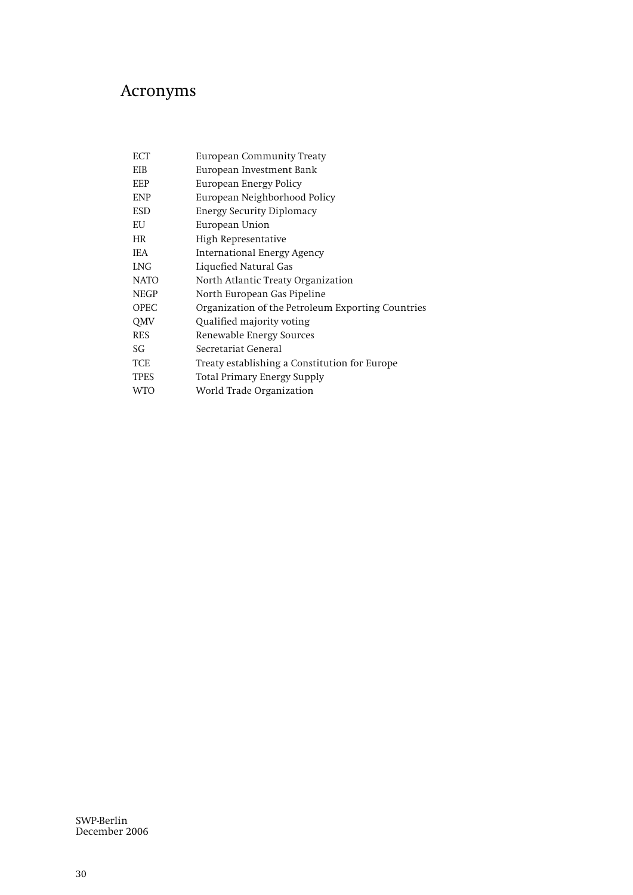# Acronyms

| | |
|---|---|
| ECT | European Community Treaty |
| EIB | European Investment Bank |
| EEP | European Energy Policy |
| ENP | European Neighborhood Policy |
| ESD | Energy Security Diplomacy |
| EU | European Union |
| HR | High Representative |
| IEA | International Energy Agency |
| LNG | Liquefied Natural Gas |
| NATO | North Atlantic Treaty Organization |
| NEGP | North European Gas Pipeline |
| OPEC | Organization of the Petroleum Exporting Countries |
| QMV | Qualified majority voting |
| RES | Renewable Energy Sources |
| SG | Secretariat General |
| TCE | Treaty establishing a Constitution for Europe |
| TPES | Total Primary Energy Supply |
| WTO | World Trade Organization |